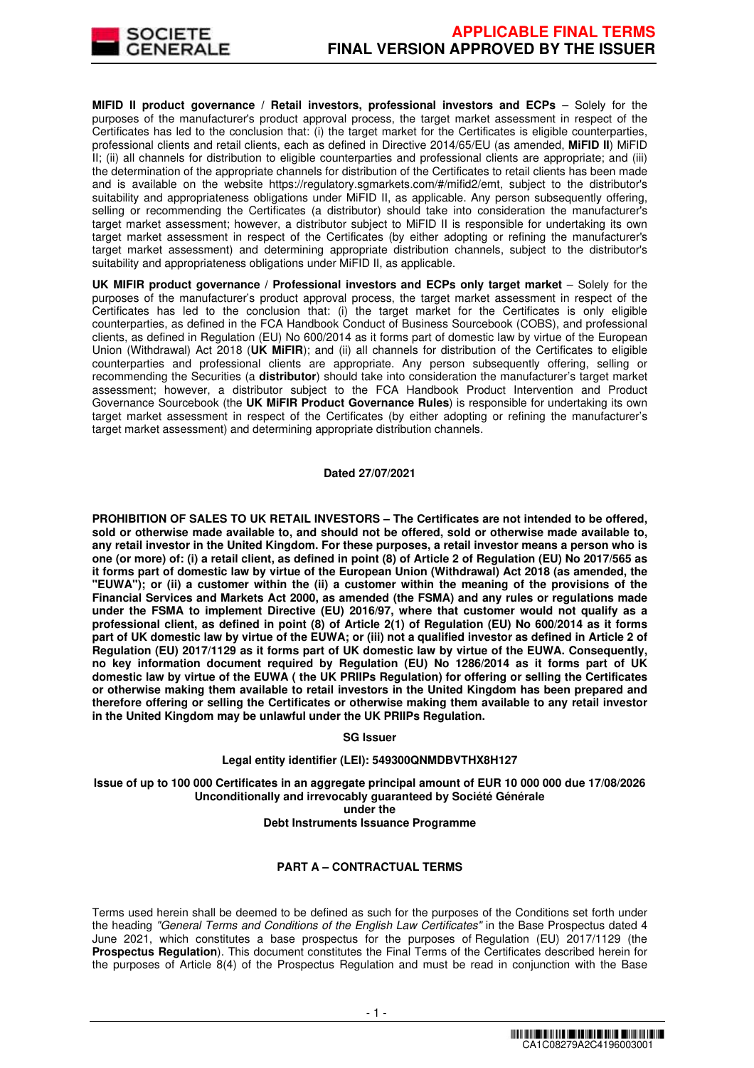**MIFID II product governance / Retail investors, professional investors and ECPs** – Solely for the purposes of the manufacturer's product approval process, the target market assessment in respect of the Certificates has led to the conclusion that: (i) the target market for the Certificates is eligible counterparties, professional clients and retail clients, each as defined in Directive 2014/65/EU (as amended, **MiFID II**) MiFID II; (ii) all channels for distribution to eligible counterparties and professional clients are appropriate; and (iii) the determination of the appropriate channels for distribution of the Certificates to retail clients has been made and is available on the website https://regulatory.sgmarkets.com/#/mifid2/emt, subject to the distributor's suitability and appropriateness obligations under MiFID II, as applicable. Any person subsequently offering, selling or recommending the Certificates (a distributor) should take into consideration the manufacturer's target market assessment; however, a distributor subject to MiFID II is responsible for undertaking its own target market assessment in respect of the Certificates (by either adopting or refining the manufacturer's target market assessment) and determining appropriate distribution channels, subject to the distributor's suitability and appropriateness obligations under MiFID II, as applicable.

**UK MIFIR product governance / Professional investors and ECPs only target market** – Solely for the purposes of the manufacturer's product approval process, the target market assessment in respect of the Certificates has led to the conclusion that: (i) the target market for the Certificates is only eligible counterparties, as defined in the FCA Handbook Conduct of Business Sourcebook (COBS), and professional clients, as defined in Regulation (EU) No 600/2014 as it forms part of domestic law by virtue of the European Union (Withdrawal) Act 2018 (**UK MiFIR**); and (ii) all channels for distribution of the Certificates to eligible counterparties and professional clients are appropriate. Any person subsequently offering, selling or recommending the Securities (a **distributor**) should take into consideration the manufacturer's target market assessment; however, a distributor subject to the FCA Handbook Product Intervention and Product Governance Sourcebook (the **UK MiFIR Product Governance Rules**) is responsible for undertaking its own target market assessment in respect of the Certificates (by either adopting or refining the manufacturer's target market assessment) and determining appropriate distribution channels.

**Dated 27/07/2021**

**PROHIBITION OF SALES TO UK RETAIL INVESTORS – The Certificates are not intended to be offered, sold or otherwise made available to, and should not be offered, sold or otherwise made available to, any retail investor in the United Kingdom. For these purposes, a retail investor means a person who is one (or more) of: (i) a retail client, as defined in point (8) of Article 2 of Regulation (EU) No 2017/565 as it forms part of domestic law by virtue of the European Union (Withdrawal) Act 2018 (as amended, the "EUWA"); or (ii) a customer within the (ii) a customer within the meaning of the provisions of the Financial Services and Markets Act 2000, as amended (the FSMA) and any rules or regulations made under the FSMA to implement Directive (EU) 2016/97, where that customer would not qualify as a professional client, as defined in point (8) of Article 2(1) of Regulation (EU) No 600/2014 as it forms part of UK domestic law by virtue of the EUWA; or (iii) not a qualified investor as defined in Article 2 of Regulation (EU) 2017/1129 as it forms part of UK domestic law by virtue of the EUWA. Consequently, no key information document required by Regulation (EU) No 1286/2014 as it forms part of UK domestic law by virtue of the EUWA ( the UK PRIIPs Regulation) for offering or selling the Certificates or otherwise making them available to retail investors in the United Kingdom has been prepared and therefore offering or selling the Certificates or otherwise making them available to any retail investor in the United Kingdom may be unlawful under the UK PRIIPs Regulation.**

**SG Issuer**

**Legal entity identifier (LEI): 549300QNMDBVTHX8H127**

**Issue of up to 100 000 Certificates in an aggregate principal amount of EUR 10 000 000 due 17/08/2026**
**Unconditionally and irrevocably guaranteed by Société Générale**
**under the**
**Debt Instruments Issuance Programme**

**PART A – CONTRACTUAL TERMS**

Terms used herein shall be deemed to be defined as such for the purposes of the Conditions set forth under the heading *"General Terms and Conditions of the English Law Certificates"* in the Base Prospectus dated 4 June 2021, which constitutes a base prospectus for the purposes of Regulation (EU) 2017/1129 (the **Prospectus Regulation**). This document constitutes the Final Terms of the Certificates described herein for the purposes of Article 8(4) of the Prospectus Regulation and must be read in conjunction with the Base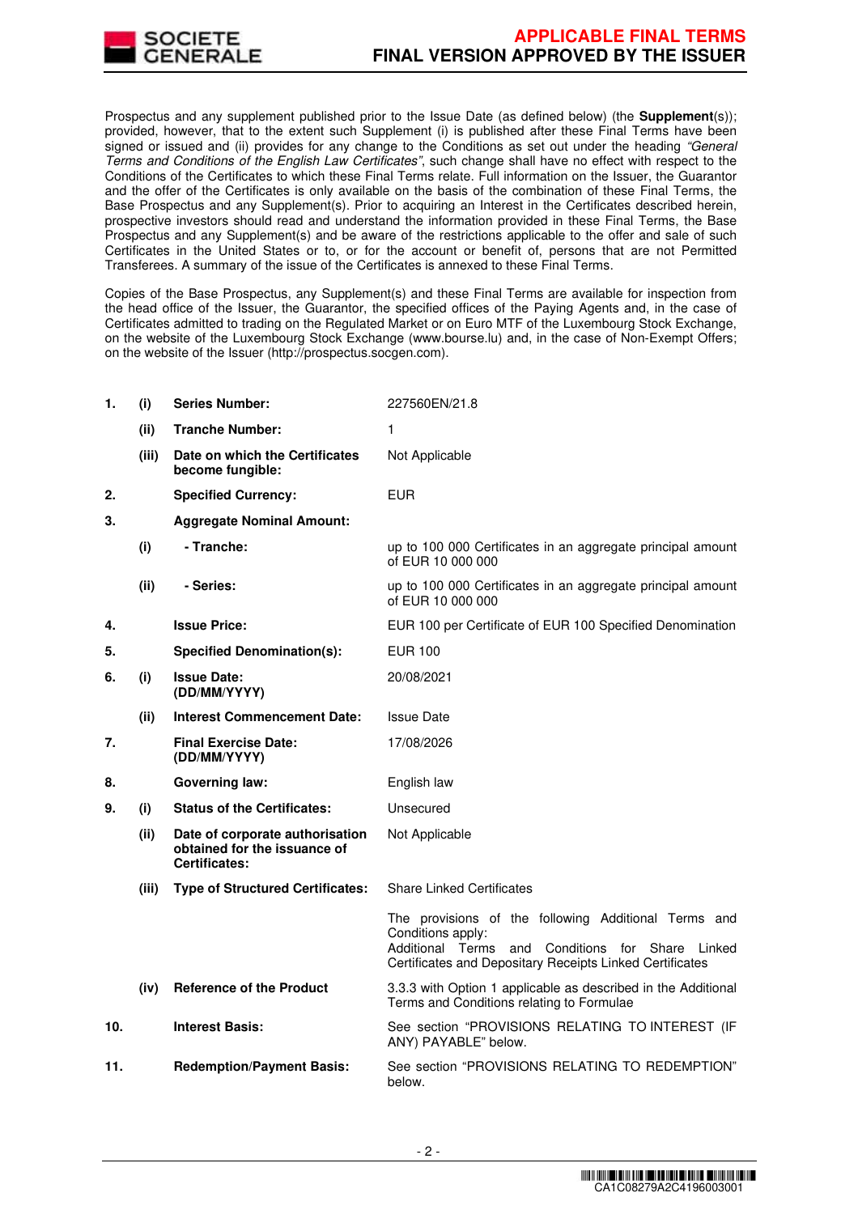Prospectus and any supplement published prior to the Issue Date (as defined below) (the **Supplement**(s)); provided, however, that to the extent such Supplement (i) is published after these Final Terms have been signed or issued and (ii) provides for any change to the Conditions as set out under the heading *"General Terms and Conditions of the English Law Certificates"*, such change shall have no effect with respect to the Conditions of the Certificates to which these Final Terms relate. Full information on the Issuer, the Guarantor and the offer of the Certificates is only available on the basis of the combination of these Final Terms, the Base Prospectus and any Supplement(s). Prior to acquiring an Interest in the Certificates described herein, prospective investors should read and understand the information provided in these Final Terms, the Base Prospectus and any Supplement(s) and be aware of the restrictions applicable to the offer and sale of such Certificates in the United States or to, or for the account or benefit of, persons that are not Permitted Transferees. A summary of the issue of the Certificates is annexed to these Final Terms.

Copies of the Base Prospectus, any Supplement(s) and these Final Terms are available for inspection from the head office of the Issuer, the Guarantor, the specified offices of the Paying Agents and, in the case of Certificates admitted to trading on the Regulated Market or on Euro MTF of the Luxembourg Stock Exchange, on the website of the Luxembourg Stock Exchange (www.bourse.lu) and, in the case of Non-Exempt Offers; on the website of the Issuer (http://prospectus.socgen.com).

| | | | |
|---|---|---|---|
| **1.** | **(i)** | **Series Number:** | 227560EN/21.8 |
| | **(ii)** | **Tranche Number:** | 1 |
| | **(iii)** | **Date on which the Certificates become fungible:** | Not Applicable |
| **2.** | | **Specified Currency:** | EUR |
| **3.** | | **Aggregate Nominal Amount:** | |
| | **(i)** | **- Tranche:** | up to 100 000 Certificates in an aggregate principal amount of EUR 10 000 000 |
| | **(ii)** | **- Series:** | up to 100 000 Certificates in an aggregate principal amount of EUR 10 000 000 |
| **4.** | | **Issue Price:** | EUR 100 per Certificate of EUR 100 Specified Denomination |
| **5.** | | **Specified Denomination(s):** | EUR 100 |
| **6.** | **(i)** | **Issue Date: (DD/MM/YYYY)** | 20/08/2021 |
| | **(ii)** | **Interest Commencement Date:** | Issue Date |
| **7.** | | **Final Exercise Date: (DD/MM/YYYY)** | 17/08/2026 |
| **8.** | | **Governing law:** | English law |
| **9.** | **(i)** | **Status of the Certificates:** | Unsecured |
| | **(ii)** | **Date of corporate authorisation obtained for the issuance of Certificates:** | Not Applicable |
| | **(iii)** | **Type of Structured Certificates:** | Share Linked Certificates<br><br>The provisions of the following Additional Terms and Conditions apply:<br>Additional Terms and Conditions for Share Linked Certificates and Depositary Receipts Linked Certificates |
| | **(iv)** | **Reference of the Product** | 3.3.3 with Option 1 applicable as described in the Additional Terms and Conditions relating to Formulae |
| **10.** | | **Interest Basis:** | See section "PROVISIONS RELATING TO INTEREST (IF ANY) PAYABLE" below. |
| **11.** | | **Redemption/Payment Basis:** | See section "PROVISIONS RELATING TO REDEMPTION" below. |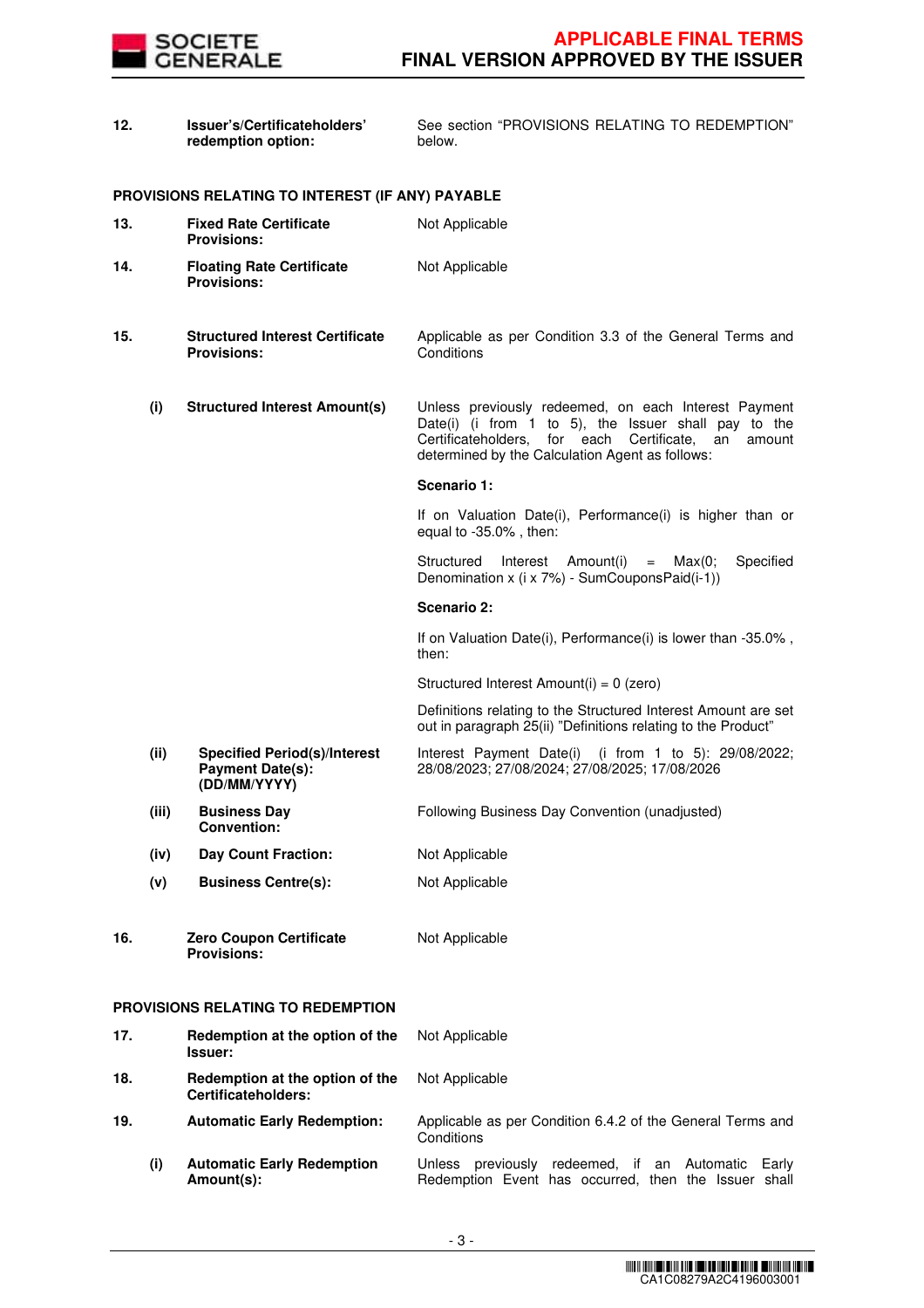| | | |
|---|---|---|
| **12.** | **Issuer's/Certificateholders' redemption option:** | See section "PROVISIONS RELATING TO REDEMPTION" below. |

**PROVISIONS RELATING TO INTEREST (IF ANY) PAYABLE**

| | | |
|---|---|---|
| **13.** | **Fixed Rate Certificate Provisions:** | Not Applicable |
| **14.** | **Floating Rate Certificate Provisions:** | Not Applicable |
| **15.** | **Structured Interest Certificate Provisions:** | Applicable as per Condition 3.3 of the General Terms and Conditions |
| **(i)** | **Structured Interest Amount(s)** | Unless previously redeemed, on each Interest Payment Date(i) (i from 1 to 5), the Issuer shall pay to the Certificateholders, for each Certificate, an amount determined by the Calculation Agent as follows:<br><br>**Scenario 1:**<br><br>If on Valuation Date(i), Performance(i) is higher than or equal to -35.0% , then:<br><br>Structured Interest Amount(i) = Max(0; Specified Denomination x (i x 7%) - SumCouponsPaid(i-1))<br><br>**Scenario 2:**<br><br>If on Valuation Date(i), Performance(i) is lower than -35.0% , then:<br><br>Structured Interest Amount(i) = 0 (zero)<br><br>Definitions relating to the Structured Interest Amount are set out in paragraph 25(ii) "Definitions relating to the Product" |
| **(ii)** | **Specified Period(s)/Interest Payment Date(s): (DD/MM/YYYY)** | Interest Payment Date(i) (i from 1 to 5): 29/08/2022; 28/08/2023; 27/08/2024; 27/08/2025; 17/08/2026 |
| **(iii)** | **Business Day Convention:** | Following Business Day Convention (unadjusted) |
| **(iv)** | **Day Count Fraction:** | Not Applicable |
| **(v)** | **Business Centre(s):** | Not Applicable |
| **16.** | **Zero Coupon Certificate Provisions:** | Not Applicable |

**PROVISIONS RELATING TO REDEMPTION**

| | | |
|---|---|---|
| **17.** | **Redemption at the option of the Issuer:** | Not Applicable |
| **18.** | **Redemption at the option of the Certificateholders:** | Not Applicable |
| **19.** | **Automatic Early Redemption:** | Applicable as per Condition 6.4.2 of the General Terms and Conditions |
| **(i)** | **Automatic Early Redemption Amount(s):** | Unless previously redeemed, if an Automatic Early Redemption Event has occurred, then the Issuer shall |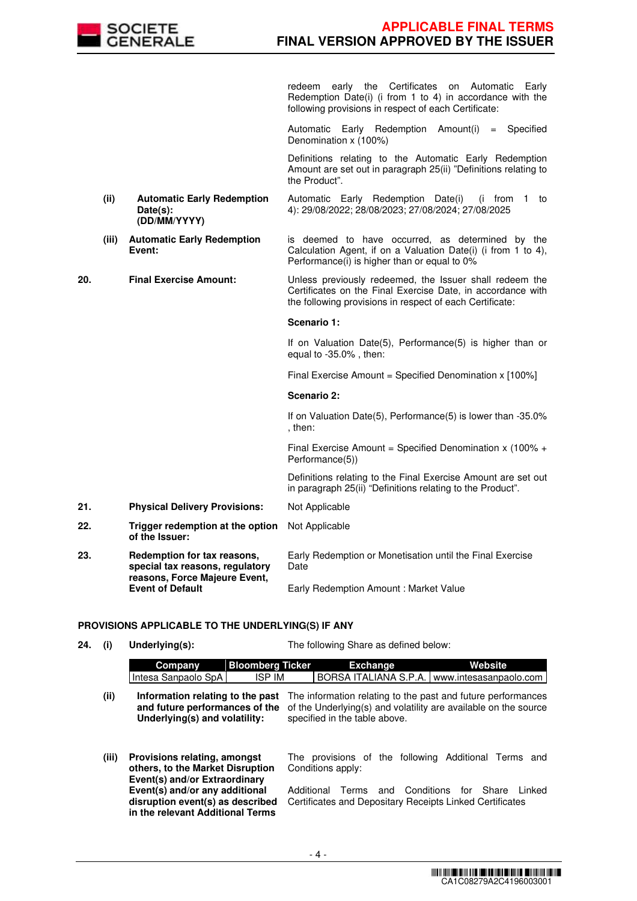| | | | |
|---|---|---|---|
| | | | redeem early the Certificates on Automatic Early Redemption Date(i) (i from 1 to 4) in accordance with the following provisions in respect of each Certificate:<br><br>Automatic Early Redemption Amount(i) = Specified Denomination x (100%)<br><br>Definitions relating to the Automatic Early Redemption Amount are set out in paragraph 25(ii) "Definitions relating to the Product". |
| | (ii) | **Automatic Early Redemption Date(s): (DD/MM/YYYY)** | Automatic Early Redemption Date(i) (i from 1 to 4): 29/08/2022; 28/08/2023; 27/08/2024; 27/08/2025 |
| | (iii) | **Automatic Early Redemption Event:** | is deemed to have occurred, as determined by the Calculation Agent, if on a Valuation Date(i) (i from 1 to 4), Performance(i) is higher than or equal to 0% |
| **20.** | | **Final Exercise Amount:** | Unless previously redeemed, the Issuer shall redeem the Certificates on the Final Exercise Date, in accordance with the following provisions in respect of each Certificate:<br><br>**Scenario 1:**<br><br>If on Valuation Date(5), Performance(5) is higher than or equal to -35.0% , then:<br><br>Final Exercise Amount = Specified Denomination x [100%]<br><br>**Scenario 2:**<br><br>If on Valuation Date(5), Performance(5) is lower than -35.0% , then:<br><br>Final Exercise Amount = Specified Denomination x (100% + Performance(5))<br><br>Definitions relating to the Final Exercise Amount are set out in paragraph 25(ii) "Definitions relating to the Product". |
| **21.** | | **Physical Delivery Provisions:** | Not Applicable |
| **22.** | | **Trigger redemption at the option of the Issuer:** | Not Applicable |
| **23.** | | **Redemption for tax reasons, special tax reasons, regulatory reasons, Force Majeure Event, Event of Default** | Early Redemption or Monetisation until the Final Exercise Date<br><br>Early Redemption Amount : Market Value |

**PROVISIONS APPLICABLE TO THE UNDERLYING(S) IF ANY**

**24. (i) Underlying(s):** The following Share as defined below:

| Company | Bloomberg Ticker | Exchange | Website |
|---|---|---|---|
| Intesa Sanpaolo SpA | ISP IM | BORSA ITALIANA S.P.A. | www.intesasanpaolo.com |

| | | |
|---|---|---|
| (ii) | **Information relating to the past and future performances of the Underlying(s) and volatility:** | The information relating to the past and future performances of the Underlying(s) and volatility are available on the source specified in the table above. |
| (iii) | **Provisions relating, amongst others, to the Market Disruption Event(s) and/or Extraordinary Event(s) and/or any additional disruption event(s) as described in the relevant Additional Terms** | The provisions of the following Additional Terms and Conditions apply:<br><br>Additional Terms and Conditions for Share Linked Certificates and Depositary Receipts Linked Certificates |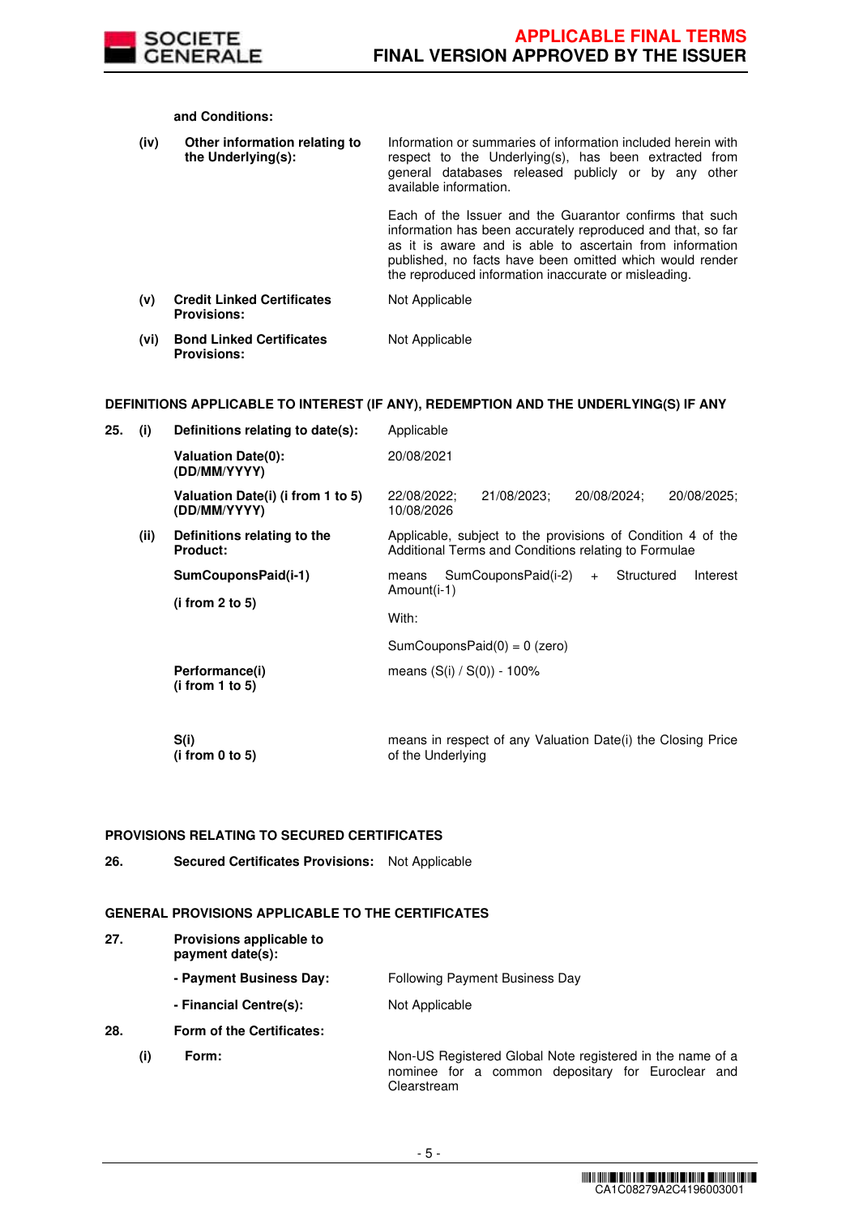| | | | |
|---|---|---|---|
| | | **and Conditions:** | |
| | **(iv)** | **Other information relating to the Underlying(s):** | Information or summaries of information included herein with respect to the Underlying(s), has been extracted from general databases released publicly or by any other available information.<br><br>Each of the Issuer and the Guarantor confirms that such information has been accurately reproduced and that, so far as it is aware and is able to ascertain from information published, no facts have been omitted which would render the reproduced information inaccurate or misleading. |
| | **(v)** | **Credit Linked Certificates Provisions:** | Not Applicable |
| | **(vi)** | **Bond Linked Certificates Provisions:** | Not Applicable |

**DEFINITIONS APPLICABLE TO INTEREST (IF ANY), REDEMPTION AND THE UNDERLYING(S) IF ANY**

| | | | |
|---|---|---|---|
| **25.** | **(i)** | **Definitions relating to date(s):** | Applicable |
| | | **Valuation Date(0): (DD/MM/YYYY)** | 20/08/2021 |
| | | **Valuation Date(i) (i from 1 to 5) (DD/MM/YYYY)** | 22/08/2022; 21/08/2023; 20/08/2024; 20/08/2025; 10/08/2026 |
| | **(ii)** | **Definitions relating to the Product:** | Applicable, subject to the provisions of Condition 4 of the Additional Terms and Conditions relating to Formulae |
| | | **SumCouponsPaid(i-1)**<br><br>**(i from 2 to 5)** | means SumCouponsPaid(i-2) + Structured Interest Amount(i-1)<br><br>With:<br><br>SumCouponsPaid(0) = 0 (zero) |
| | | **Performance(i) (i from 1 to 5)** | means (S(i) / S(0)) - 100% |
| | | **S(i) (i from 0 to 5)** | means in respect of any Valuation Date(i) the Closing Price of the Underlying |

**PROVISIONS RELATING TO SECURED CERTIFICATES**

| | | |
|---|---|---|
| **26.** | **Secured Certificates Provisions:** | Not Applicable |

**GENERAL PROVISIONS APPLICABLE TO THE CERTIFICATES**

| | | | |
|---|---|---|---|
| **27.** | | **Provisions applicable to payment date(s):** | |
| | | **- Payment Business Day:** | Following Payment Business Day |
| | | **- Financial Centre(s):** | Not Applicable |
| **28.** | | **Form of the Certificates:** | |
| | **(i)** | **Form:** | Non-US Registered Global Note registered in the name of a nominee for a common depositary for Euroclear and Clearstream |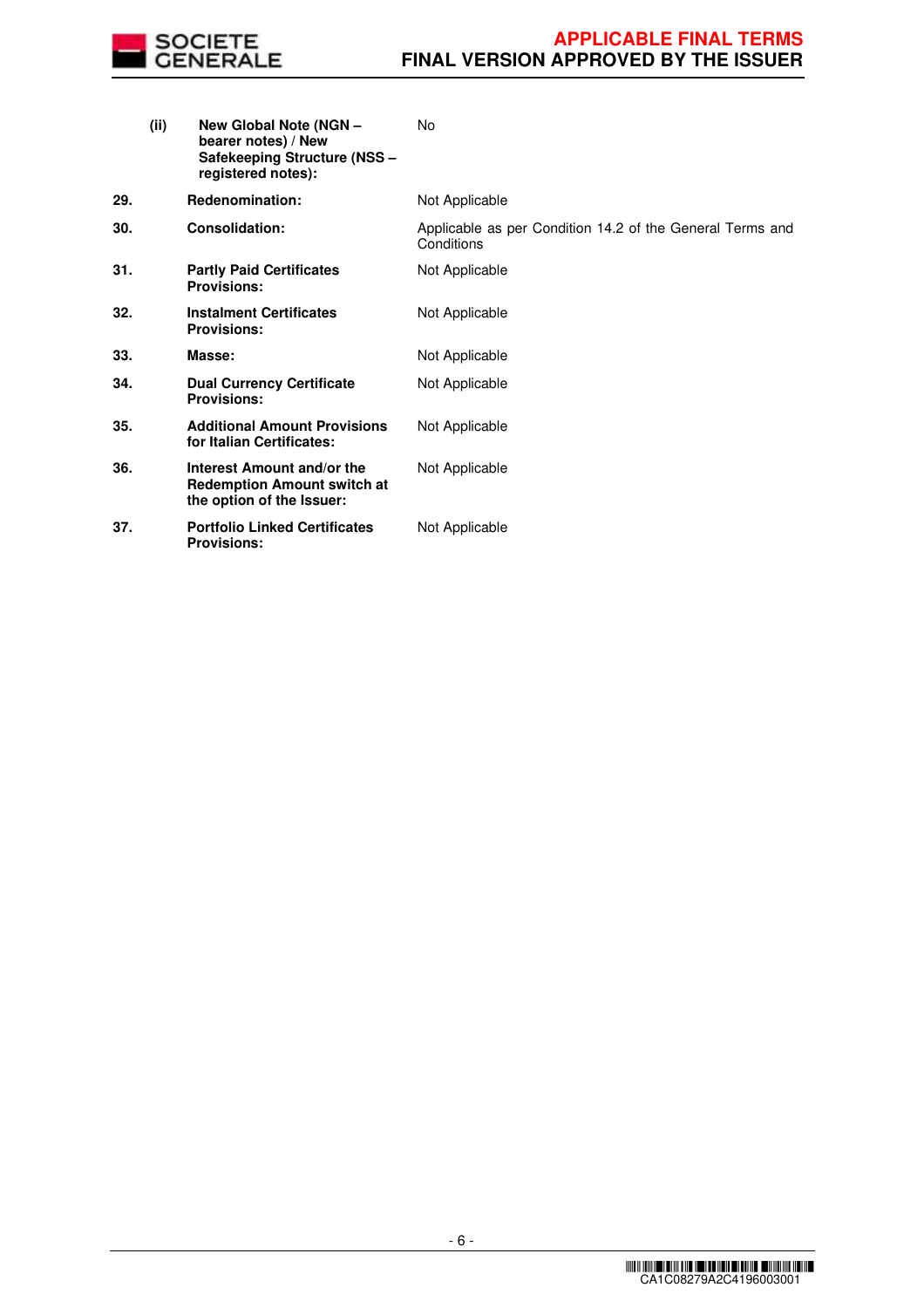| | | |
|---|---|---|
| | **(ii)** **New Global Note (NGN – bearer notes) / New Safekeeping Structure (NSS – registered notes):** | No |
| **29.** | **Redenomination:** | Not Applicable |
| **30.** | **Consolidation:** | Applicable as per Condition 14.2 of the General Terms and Conditions |
| **31.** | **Partly Paid Certificates Provisions:** | Not Applicable |
| **32.** | **Instalment Certificates Provisions:** | Not Applicable |
| **33.** | **Masse:** | Not Applicable |
| **34.** | **Dual Currency Certificate Provisions:** | Not Applicable |
| **35.** | **Additional Amount Provisions for Italian Certificates:** | Not Applicable |
| **36.** | **Interest Amount and/or the Redemption Amount switch at the option of the Issuer:** | Not Applicable |
| **37.** | **Portfolio Linked Certificates Provisions:** | Not Applicable |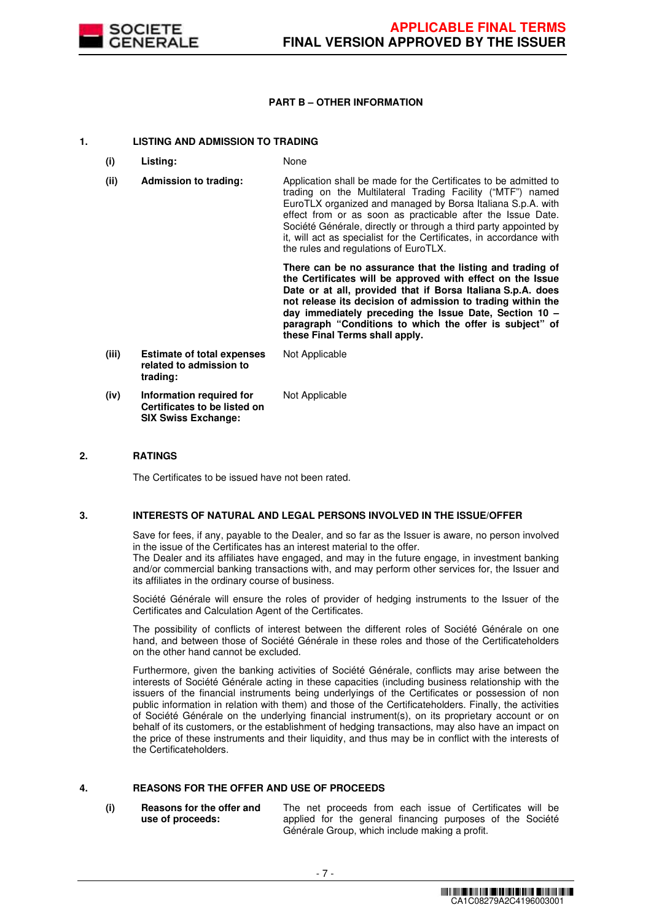## PART B – OTHER INFORMATION

### 1. LISTING AND ADMISSION TO TRADING

| | | |
|---|---|---|
| (i) | **Listing:** | None |
| (ii) | **Admission to trading:** | Application shall be made for the Certificates to be admitted to trading on the Multilateral Trading Facility ("MTF") named EuroTLX organized and managed by Borsa Italiana S.p.A. with effect from or as soon as practicable after the Issue Date. Société Générale, directly or through a third party appointed by it, will act as specialist for the Certificates, in accordance with the rules and regulations of EuroTLX.<br><br>**There can be no assurance that the listing and trading of the Certificates will be approved with effect on the Issue Date or at all, provided that if Borsa Italiana S.p.A. does not release its decision of admission to trading within the day immediately preceding the Issue Date, Section 10 – paragraph "Conditions to which the offer is subject" of these Final Terms shall apply.** |
| (iii) | **Estimate of total expenses related to admission to trading:** | Not Applicable |
| (iv) | **Information required for Certificates to be listed on SIX Swiss Exchange:** | Not Applicable |

### 2. RATINGS

The Certificates to be issued have not been rated.

### 3. INTERESTS OF NATURAL AND LEGAL PERSONS INVOLVED IN THE ISSUE/OFFER

Save for fees, if any, payable to the Dealer, and so far as the Issuer is aware, no person involved in the issue of the Certificates has an interest material to the offer.
The Dealer and its affiliates have engaged, and may in the future engage, in investment banking and/or commercial banking transactions with, and may perform other services for, the Issuer and its affiliates in the ordinary course of business.

Société Générale will ensure the roles of provider of hedging instruments to the Issuer of the Certificates and Calculation Agent of the Certificates.

The possibility of conflicts of interest between the different roles of Société Générale on one hand, and between those of Société Générale in these roles and those of the Certificateholders on the other hand cannot be excluded.

Furthermore, given the banking activities of Société Générale, conflicts may arise between the interests of Société Générale acting in these capacities (including business relationship with the issuers of the financial instruments being underlyings of the Certificates or possession of non public information in relation with them) and those of the Certificateholders. Finally, the activities of Société Générale on the underlying financial instrument(s), on its proprietary account or on behalf of its customers, or the establishment of hedging transactions, may also have an impact on the price of these instruments and their liquidity, and thus may be in conflict with the interests of the Certificateholders.

### 4. REASONS FOR THE OFFER AND USE OF PROCEEDS

| | | |
|---|---|---|
| (i) | **Reasons for the offer and use of proceeds:** | The net proceeds from each issue of Certificates will be applied for the general financing purposes of the Société Générale Group, which include making a profit. |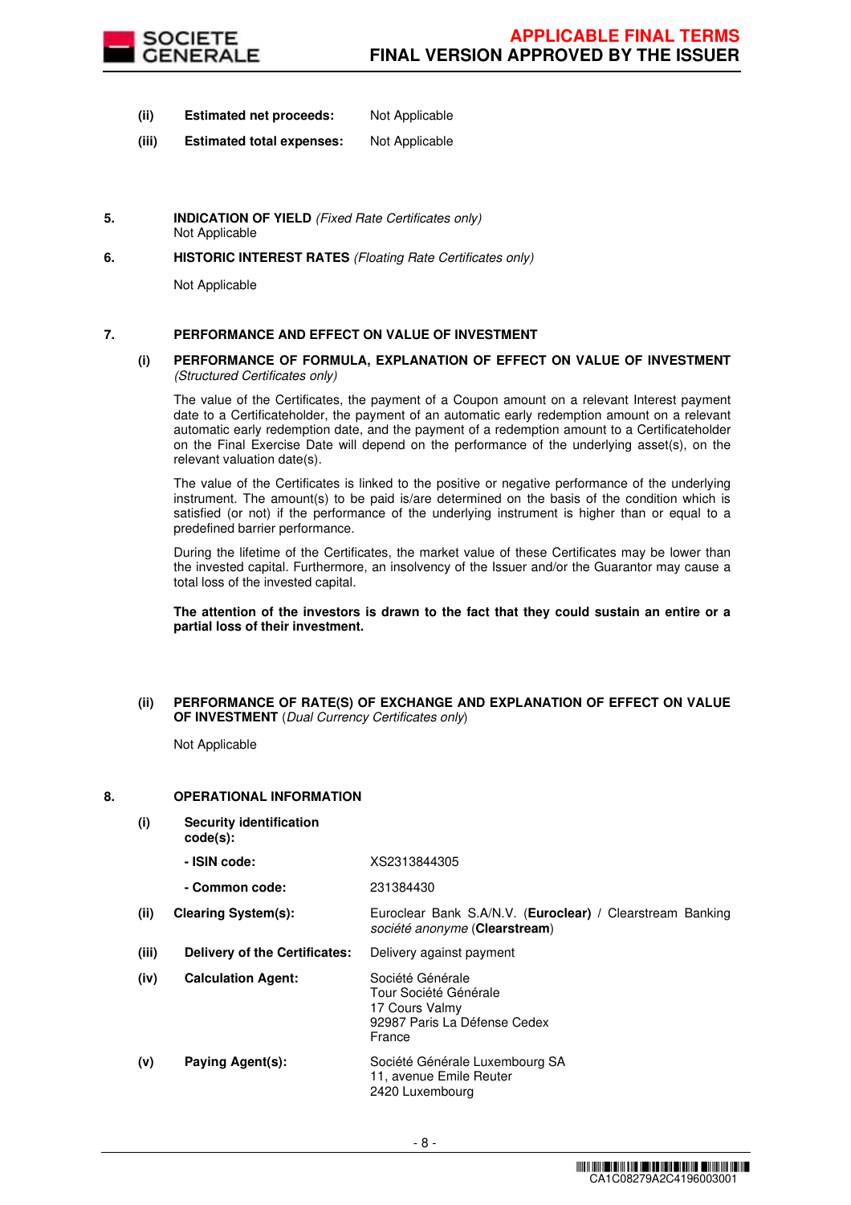| | | |
|---|---|---|
| (ii) | **Estimated net proceeds:** | Not Applicable |
| (iii) | **Estimated total expenses:** | Not Applicable |

**5. INDICATION OF YIELD** *(Fixed Rate Certificates only)*

Not Applicable

**6. HISTORIC INTEREST RATES** *(Floating Rate Certificates only)*

Not Applicable

**7. PERFORMANCE AND EFFECT ON VALUE OF INVESTMENT**

**(i) PERFORMANCE OF FORMULA, EXPLANATION OF EFFECT ON VALUE OF INVESTMENT** *(Structured Certificates only)*

The value of the Certificates, the payment of a Coupon amount on a relevant Interest payment date to a Certificateholder, the payment of an automatic early redemption amount on a relevant automatic early redemption date, and the payment of a redemption amount to a Certificateholder on the Final Exercise Date will depend on the performance of the underlying asset(s), on the relevant valuation date(s).

The value of the Certificates is linked to the positive or negative performance of the underlying instrument. The amount(s) to be paid is/are determined on the basis of the condition which is satisfied (or not) if the performance of the underlying instrument is higher than or equal to a predefined barrier performance.

During the lifetime of the Certificates, the market value of these Certificates may be lower than the invested capital. Furthermore, an insolvency of the Issuer and/or the Guarantor may cause a total loss of the invested capital.

**The attention of the investors is drawn to the fact that they could sustain an entire or a partial loss of their investment.**

**(ii) PERFORMANCE OF RATE(S) OF EXCHANGE AND EXPLANATION OF EFFECT ON VALUE OF INVESTMENT** (*Dual Currency Certificates only*)

Not Applicable

**8. OPERATIONAL INFORMATION**

| | | |
|---|---|---|
| (i) | **Security identification code(s):** | |
| | **- ISIN code:** | XS2313844305 |
| | **- Common code:** | 231384430 |
| (ii) | **Clearing System(s):** | Euroclear Bank S.A/N.V. (**Euroclear)** / Clearstream Banking *société anonyme* (**Clearstream**) |
| (iii) | **Delivery of the Certificates:** | Delivery against payment |
| (iv) | **Calculation Agent:** | Société Générale<br>Tour Société Générale<br>17 Cours Valmy<br>92987 Paris La Défense Cedex<br>France |
| (v) | **Paying Agent(s):** | Société Générale Luxembourg SA<br>11, avenue Emile Reuter<br>2420 Luxembourg |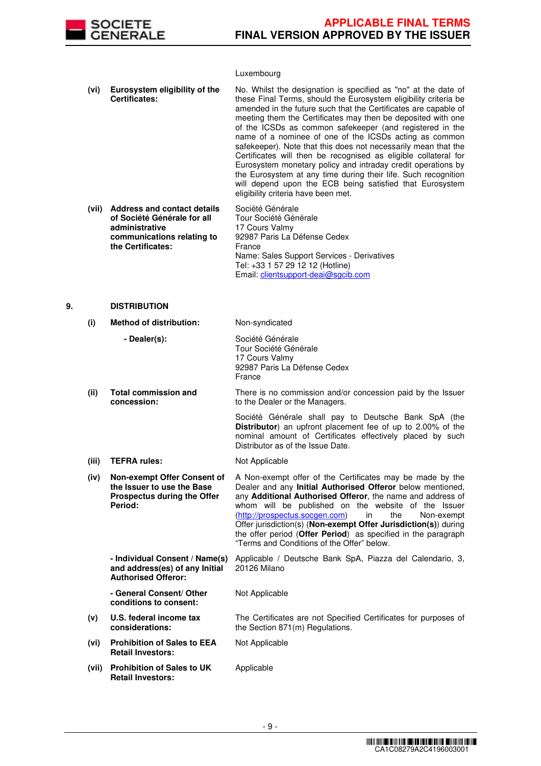|  |  | Luxembourg |
|---|---|---|
| **(vi)** | **Eurosystem eligibility of the Certificates:** | No. Whilst the designation is specified as "no" at the date of these Final Terms, should the Eurosystem eligibility criteria be amended in the future such that the Certificates are capable of meeting them the Certificates may then be deposited with one of the ICSDs as common safekeeper (and registered in the name of a nominee of one of the ICSDs acting as common safekeeper). Note that this does not necessarily mean that the Certificates will then be recognised as eligible collateral for Eurosystem monetary policy and intraday credit operations by the Eurosystem at any time during their life. Such recognition will depend upon the ECB being satisfied that Eurosystem eligibility criteria have been met. |
| **(vii)** | **Address and contact details of Société Générale for all administrative communications relating to the Certificates:** | Société Générale<br>Tour Société Générale<br>17 Cours Valmy<br>92987 Paris La Défense Cedex<br>France<br>Name: Sales Support Services - Derivatives<br>Tel: +33 1 57 29 12 12 (Hotline)<br>Email: clientsupport-deai@sgcib.com |

## 9. DISTRIBUTION

|  |  |  |
|---|---|---|
| **(i)** | **Method of distribution:** | Non-syndicated |
|  | **- Dealer(s):** | Société Générale<br>Tour Société Générale<br>17 Cours Valmy<br>92987 Paris La Défense Cedex<br>France |
| **(ii)** | **Total commission and concession:** | There is no commission and/or concession paid by the Issuer to the Dealer or the Managers.<br><br>Société Générale shall pay to Deutsche Bank SpA (the **Distributor**) an upfront placement fee of up to 2.00% of the nominal amount of Certificates effectively placed by such Distributor as of the Issue Date. |
| **(iii)** | **TEFRA rules:** | Not Applicable |
| **(iv)** | **Non-exempt Offer Consent of the Issuer to use the Base Prospectus during the Offer Period:** | A Non-exempt offer of the Certificates may be made by the Dealer and any **Initial Authorised Offeror** below mentioned, any **Additional Authorised Offeror**, the name and address of whom will be published on the website of the Issuer (http://prospectus.socgen.com) in the Non-exempt Offer jurisdiction(s) (**Non-exempt Offer Jurisdiction(s)**) during the offer period (**Offer Period**) as specified in the paragraph "Terms and Conditions of the Offer" below. |
|  | **- Individual Consent / Name(s) and address(es) of any Initial Authorised Offeror:** | Applicable / Deutsche Bank SpA, Piazza del Calendario, 3, 20126 Milano |
|  | **- General Consent/ Other conditions to consent:** | Not Applicable |
| **(v)** | **U.S. federal income tax considerations:** | The Certificates are not Specified Certificates for purposes of the Section 871(m) Regulations. |
| **(vi)** | **Prohibition of Sales to EEA Retail Investors:** | Not Applicable |
| **(vii)** | **Prohibition of Sales to UK Retail Investors:** | Applicable |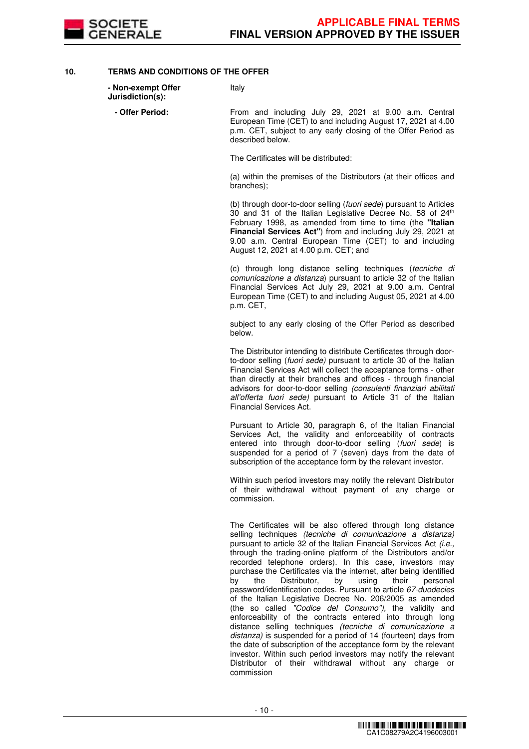## 10. TERMS AND CONDITIONS OF THE OFFER

| | |
|---|---|
| **- Non-exempt Offer Jurisdiction(s):** | Italy |
| **- Offer Period:** | From and including July 29, 2021 at 9.00 a.m. Central European Time (CET) to and including August 17, 2021 at 4.00 p.m. CET, subject to any early closing of the Offer Period as described below. |

The Certificates will be distributed:

(a) within the premises of the Distributors (at their offices and branches);

(b) through door-to-door selling (*fuori sede*) pursuant to Articles 30 and 31 of the Italian Legislative Decree No. 58 of 24th February 1998, as amended from time to time (the **"Italian Financial Services Act"**) from and including July 29, 2021 at 9.00 a.m. Central European Time (CET) to and including August 12, 2021 at 4.00 p.m. CET; and

(c) through long distance selling techniques (*tecniche di comunicazione a distanza*) pursuant to article 32 of the Italian Financial Services Act July 29, 2021 at 9.00 a.m. Central European Time (CET) to and including August 05, 2021 at 4.00 p.m. CET,

subject to any early closing of the Offer Period as described below.

The Distributor intending to distribute Certificates through door-to-door selling (*fuori sede)* pursuant to article 30 of the Italian Financial Services Act will collect the acceptance forms - other than directly at their branches and offices - through financial advisors for door-to-door selling *(consulenti finanziari abilitati all'offerta fuori sede)* pursuant to Article 31 of the Italian Financial Services Act.

Pursuant to Article 30, paragraph 6, of the Italian Financial Services Act, the validity and enforceability of contracts entered into through door-to-door selling (*fuori sede*) is suspended for a period of 7 (seven) days from the date of subscription of the acceptance form by the relevant investor.

Within such period investors may notify the relevant Distributor of their withdrawal without payment of any charge or commission.

The Certificates will be also offered through long distance selling techniques *(tecniche di comunicazione a distanza)* pursuant to article 32 of the Italian Financial Services Act *(i.e.,* through the trading-online platform of the Distributors and/or recorded telephone orders). In this case, investors may purchase the Certificates via the internet, after being identified by the Distributor, by using their personal password/identification codes. Pursuant to article *67-duodecies* of the Italian Legislative Decree No. 206/2005 as amended (the so called *"Codice del Consumo"),* the validity and enforceability of the contracts entered into through long distance selling techniques *(tecniche di comunicazione a distanza)* is suspended for a period of 14 (fourteen) days from the date of subscription of the acceptance form by the relevant investor. Within such period investors may notify the relevant Distributor of their withdrawal without any charge or commission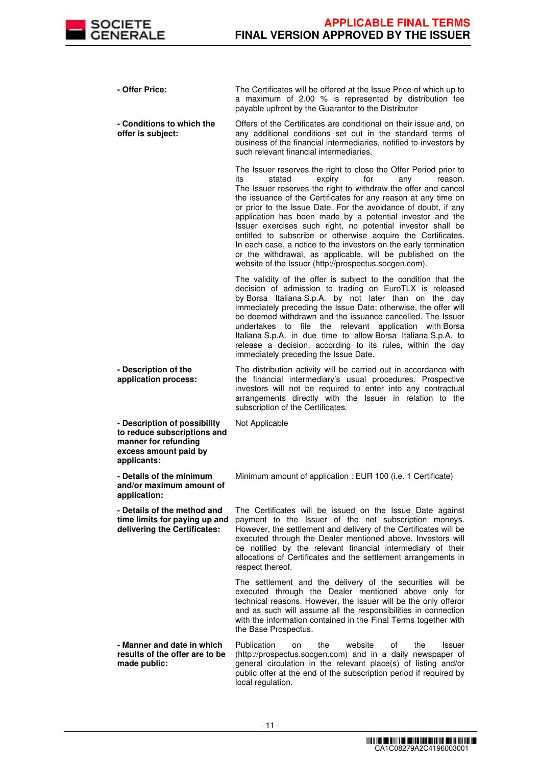| | |
|---|---|
| **- Offer Price:** | The Certificates will be offered at the Issue Price of which up to a maximum of 2.00 % is represented by distribution fee payable upfront by the Guarantor to the Distributor |
| **- Conditions to which the offer is subject:** | Offers of the Certificates are conditional on their issue and, on any additional conditions set out in the standard terms of business of the financial intermediaries, notified to investors by such relevant financial intermediaries.<br><br>The Issuer reserves the right to close the Offer Period prior to its stated expiry for any reason. The Issuer reserves the right to withdraw the offer and cancel the issuance of the Certificates for any reason at any time on or prior to the Issue Date. For the avoidance of doubt, if any application has been made by a potential investor and the Issuer exercises such right, no potential investor shall be entitled to subscribe or otherwise acquire the Certificates. In each case, a notice to the investors on the early termination or the withdrawal, as applicable, will be published on the website of the Issuer (http://prospectus.socgen.com).<br><br>The validity of the offer is subject to the condition that the decision of admission to trading on EuroTLX is released by Borsa Italiana S.p.A. by not later than on the day immediately preceding the Issue Date; otherwise, the offer will be deemed withdrawn and the issuance cancelled. The Issuer undertakes to file the relevant application with Borsa Italiana S.p.A. in due time to allow Borsa Italiana S.p.A. to release a decision, according to its rules, within the day immediately preceding the Issue Date. |
| **- Description of the application process:** | The distribution activity will be carried out in accordance with the financial intermediary's usual procedures. Prospective investors will not be required to enter into any contractual arrangements directly with the Issuer in relation to the subscription of the Certificates. |
| **- Description of possibility to reduce subscriptions and manner for refunding excess amount paid by applicants:** | Not Applicable |
| **- Details of the minimum and/or maximum amount of application:** | Minimum amount of application : EUR 100 (i.e. 1 Certificate) |
| **- Details of the method and time limits for paying up and delivering the Certificates:** | The Certificates will be issued on the Issue Date against payment to the Issuer of the net subscription moneys. However, the settlement and delivery of the Certificates will be executed through the Dealer mentioned above. Investors will be notified by the relevant financial intermediary of their allocations of Certificates and the settlement arrangements in respect thereof.<br><br>The settlement and the delivery of the securities will be executed through the Dealer mentioned above only for technical reasons. However, the Issuer will be the only offeror and as such will assume all the responsibilities in connection with the information contained in the Final Terms together with the Base Prospectus. |
| **- Manner and date in which results of the offer are to be made public:** | Publication on the website of the Issuer (http://prospectus.socgen.com) and in a daily newspaper of general circulation in the relevant place(s) of listing and/or public offer at the end of the subscription period if required by local regulation. |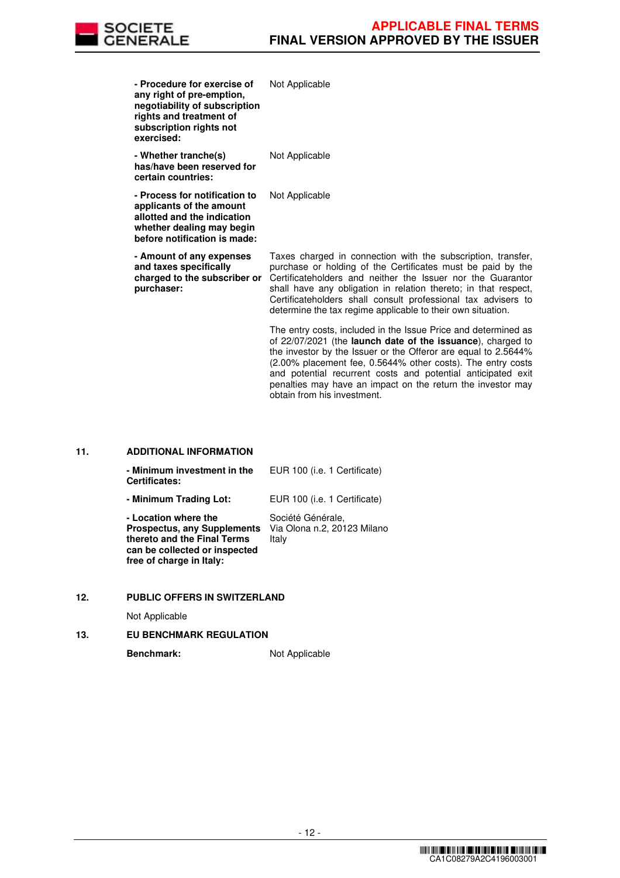| | |
|---|---|
| **- Procedure for exercise of any right of pre-emption, negotiability of subscription rights and treatment of subscription rights not exercised:** | Not Applicable |
| **- Whether tranche(s) has/have been reserved for certain countries:** | Not Applicable |
| **- Process for notification to applicants of the amount allotted and the indication whether dealing may begin before notification is made:** | Not Applicable |
| **- Amount of any expenses and taxes specifically charged to the subscriber or purchaser:** | Taxes charged in connection with the subscription, transfer, purchase or holding of the Certificates must be paid by the Certificateholders and neither the Issuer nor the Guarantor shall have any obligation in relation thereto; in that respect, Certificateholders shall consult professional tax advisers to determine the tax regime applicable to their own situation.<br><br>The entry costs, included in the Issue Price and determined as of 22/07/2021 (the **launch date of the issuance**), charged to the investor by the Issuer or the Offeror are equal to 2.5644% (2.00% placement fee, 0.5644% other costs). The entry costs and potential recurrent costs and potential anticipated exit penalties may have an impact on the return the investor may obtain from his investment. |

## 11. ADDITIONAL INFORMATION

| | |
|---|---|
| **- Minimum investment in the Certificates:** | EUR 100 (i.e. 1 Certificate) |
| **- Minimum Trading Lot:** | EUR 100 (i.e. 1 Certificate) |
| **- Location where the Prospectus, any Supplements thereto and the Final Terms can be collected or inspected free of charge in Italy:** | Société Générale,<br>Via Olona n.2, 20123 Milano<br>Italy |

## 12. PUBLIC OFFERS IN SWITZERLAND

Not Applicable

## 13. EU BENCHMARK REGULATION

**Benchmark:** Not Applicable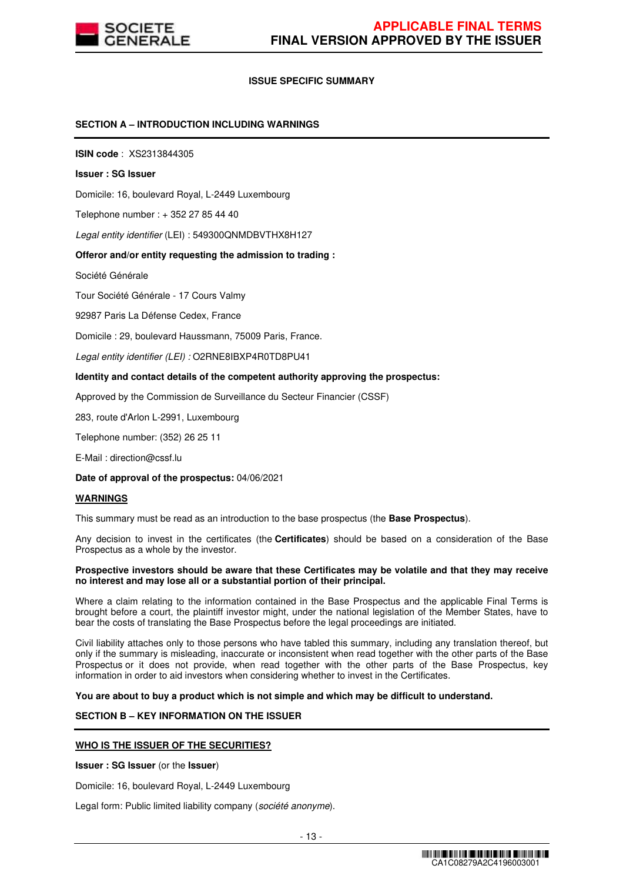**ISSUE SPECIFIC SUMMARY**

**SECTION A – INTRODUCTION INCLUDING WARNINGS**

**ISIN code** : XS2313844305

**Issuer : SG Issuer**

Domicile: 16, boulevard Royal, L-2449 Luxembourg

Telephone number : + 352 27 85 44 40

*Legal entity identifier* (LEI) : 549300QNMDBVTHX8H127

**Offeror and/or entity requesting the admission to trading :**

Société Générale

Tour Société Générale - 17 Cours Valmy

92987 Paris La Défense Cedex, France

Domicile : 29, boulevard Haussmann, 75009 Paris, France.

*Legal entity identifier (LEI) :* O2RNE8IBXP4R0TD8PU41

**Identity and contact details of the competent authority approving the prospectus:**

Approved by the Commission de Surveillance du Secteur Financier (CSSF)

283, route d'Arlon L-2991, Luxembourg

Telephone number: (352) 26 25 11

E-Mail : direction@cssf.lu

**Date of approval of the prospectus:** 04/06/2021

**WARNINGS**

This summary must be read as an introduction to the base prospectus (the **Base Prospectus**).

Any decision to invest in the certificates (the **Certificates**) should be based on a consideration of the Base Prospectus as a whole by the investor.

**Prospective investors should be aware that these Certificates may be volatile and that they may receive no interest and may lose all or a substantial portion of their principal.**

Where a claim relating to the information contained in the Base Prospectus and the applicable Final Terms is brought before a court, the plaintiff investor might, under the national legislation of the Member States, have to bear the costs of translating the Base Prospectus before the legal proceedings are initiated.

Civil liability attaches only to those persons who have tabled this summary, including any translation thereof, but only if the summary is misleading, inaccurate or inconsistent when read together with the other parts of the Base Prospectus or it does not provide, when read together with the other parts of the Base Prospectus, key information in order to aid investors when considering whether to invest in the Certificates.

**You are about to buy a product which is not simple and which may be difficult to understand.**

**SECTION B – KEY INFORMATION ON THE ISSUER**

**WHO IS THE ISSUER OF THE SECURITIES?**

**Issuer : SG Issuer** (or the **Issuer**)

Domicile: 16, boulevard Royal, L-2449 Luxembourg

Legal form: Public limited liability company (*société anonyme*).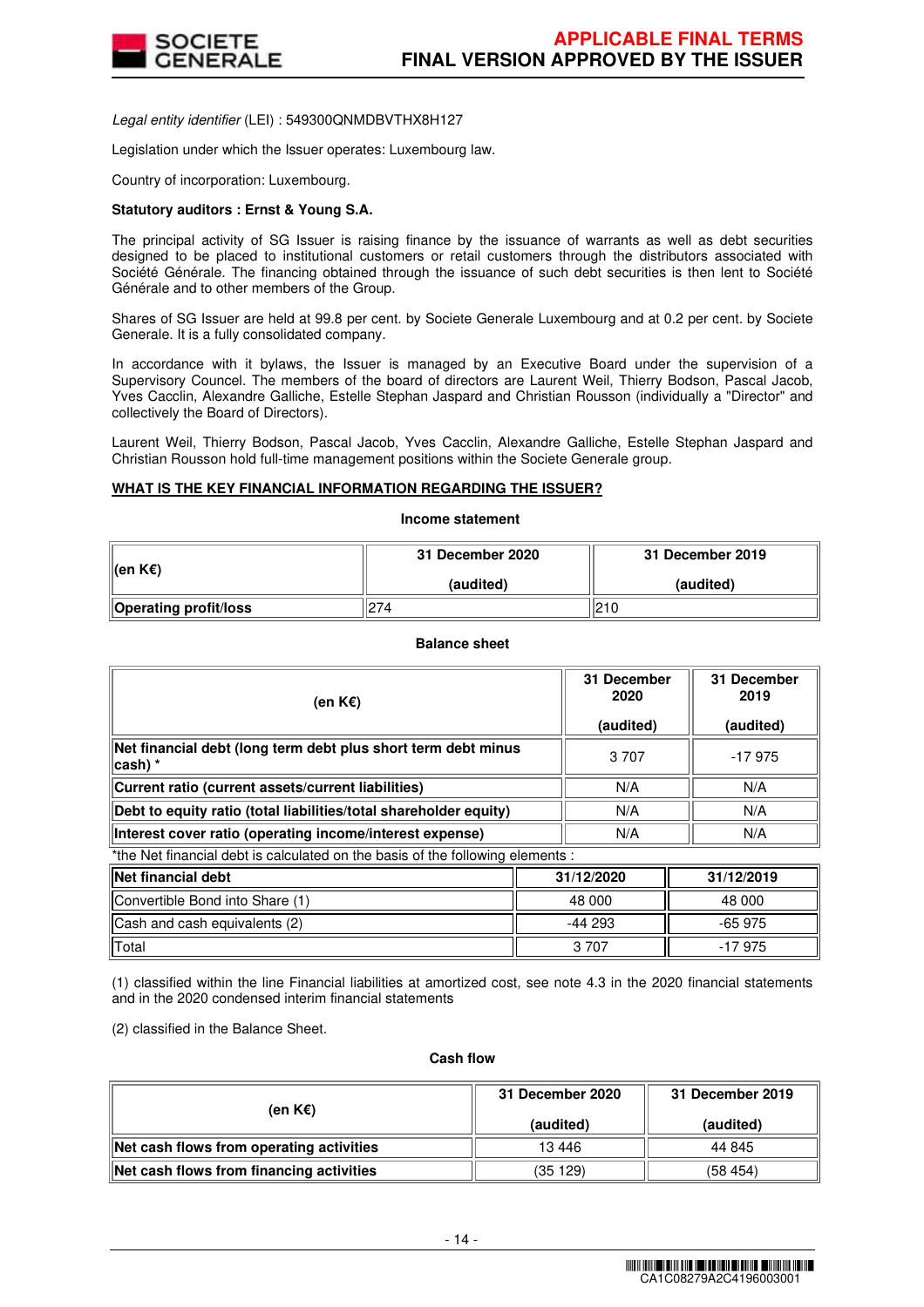*Legal entity identifier* (LEI) : 549300QNMDBVTHX8H127

Legislation under which the Issuer operates: Luxembourg law.

Country of incorporation: Luxembourg.

**Statutory auditors : Ernst & Young S.A.**

The principal activity of SG Issuer is raising finance by the issuance of warrants as well as debt securities designed to be placed to institutional customers or retail customers through the distributors associated with Société Générale. The financing obtained through the issuance of such debt securities is then lent to Société Générale and to other members of the Group.

Shares of SG Issuer are held at 99.8 per cent. by Societe Generale Luxembourg and at 0.2 per cent. by Societe Generale. It is a fully consolidated company.

In accordance with it bylaws, the Issuer is managed by an Executive Board under the supervision of a Supervisory Council. The members of the board of directors are Laurent Weil, Thierry Bodson, Pascal Jacob, Yves Cacclin, Alexandre Galliche, Estelle Stephan Jaspard and Christian Rousson (individually a "Director" and collectively the Board of Directors).

Laurent Weil, Thierry Bodson, Pascal Jacob, Yves Cacclin, Alexandre Galliche, Estelle Stephan Jaspard and Christian Rousson hold full-time management positions within the Societe Generale group.

**WHAT IS THE KEY FINANCIAL INFORMATION REGARDING THE ISSUER?**

**Income statement**

| (en K€) | 31 December 2020 (audited) | 31 December 2019 (audited) |
|---|---|---|
| **Operating profit/loss** | 274 | 210 |

**Balance sheet**

| (en K€) | 31 December 2020 (audited) | 31 December 2019 (audited) |
|---|---|---|
| **Net financial debt (long term debt plus short term debt minus cash) *** | 3 707 | -17 975 |
| **Current ratio (current assets/current liabilities)** | N/A | N/A |
| **Debt to equity ratio (total liabilities/total shareholder equity)** | N/A | N/A |
| **Interest cover ratio (operating income/interest expense)** | N/A | N/A |

*the Net financial debt is calculated on the basis of the following elements :

| Net financial debt | 31/12/2020 | 31/12/2019 |
|---|---|---|
| Convertible Bond into Share (1) | 48 000 | 48 000 |
| Cash and cash equivalents (2) | -44 293 | -65 975 |
| Total | 3 707 | -17 975 |

(1) classified within the line Financial liabilities at amortized cost, see note 4.3 in the 2020 financial statements and in the 2020 condensed interim financial statements

(2) classified in the Balance Sheet.

**Cash flow**

| (en K€) | 31 December 2020 (audited) | 31 December 2019 (audited) |
|---|---|---|
| **Net cash flows from operating activities** | 13 446 | 44 845 |
| **Net cash flows from financing activities** | (35 129) | (58 454) |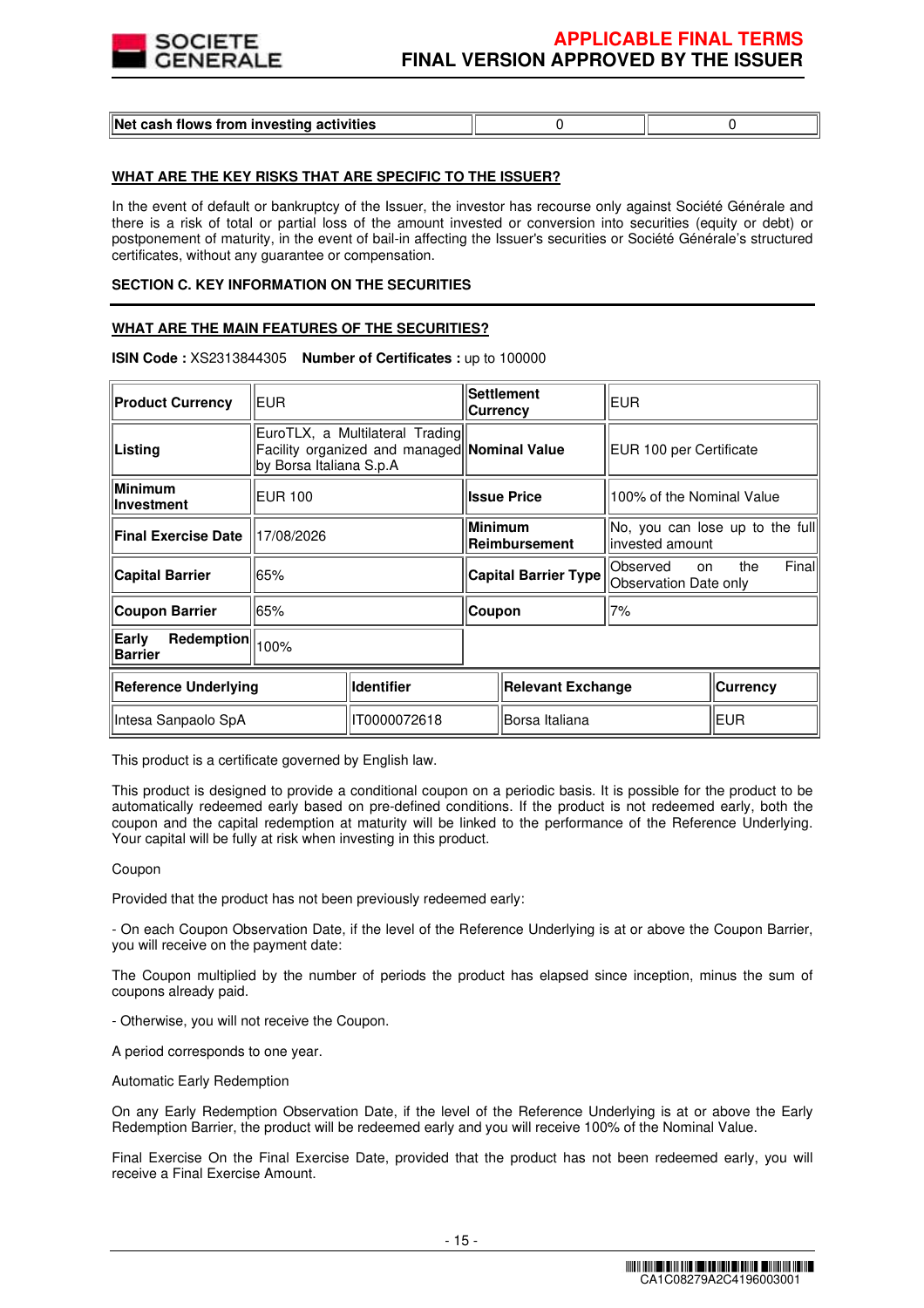| Net cash flows from investing activities | 0 | 0 |
|---|---|---|

**WHAT ARE THE KEY RISKS THAT ARE SPECIFIC TO THE ISSUER?**

In the event of default or bankruptcy of the Issuer, the investor has recourse only against Société Générale and there is a risk of total or partial loss of the amount invested or conversion into securities (equity or debt) or postponement of maturity, in the event of bail-in affecting the Issuer's securities or Société Générale's structured certificates, without any guarantee or compensation.

**SECTION C. KEY INFORMATION ON THE SECURITIES**

**WHAT ARE THE MAIN FEATURES OF THE SECURITIES?**

**ISIN Code :** XS2313844305 **Number of Certificates :** up to 100000

| **Product Currency** | EUR | **Settlement Currency** | EUR |
|---|---|---|---|
| **Listing** | EuroTLX, a Multilateral Trading Facility organized and managed by Borsa Italiana S.p.A | **Nominal Value** | EUR 100 per Certificate |
| **Minimum Investment** | EUR 100 | **Issue Price** | 100% of the Nominal Value |
| **Final Exercise Date** | 17/08/2026 | **Minimum Reimbursement** | No, you can lose up to the full invested amount |
| **Capital Barrier** | 65% | **Capital Barrier Type** | Observed on the Final Observation Date only |
| **Coupon Barrier** | 65% | **Coupon** | 7% |
| **Early Redemption Barrier** | 100% | | |

| **Reference Underlying** | **Identifier** | **Relevant Exchange** | **Currency** |
|---|---|---|---|
| Intesa Sanpaolo SpA | IT0000072618 | Borsa Italiana | EUR |

This product is a certificate governed by English law.

This product is designed to provide a conditional coupon on a periodic basis. It is possible for the product to be automatically redeemed early based on pre-defined conditions. If the product is not redeemed early, both the coupon and the capital redemption at maturity will be linked to the performance of the Reference Underlying. Your capital will be fully at risk when investing in this product.

Coupon

Provided that the product has not been previously redeemed early:

- On each Coupon Observation Date, if the level of the Reference Underlying is at or above the Coupon Barrier, you will receive on the payment date:

The Coupon multiplied by the number of periods the product has elapsed since inception, minus the sum of coupons already paid.

- Otherwise, you will not receive the Coupon.

A period corresponds to one year.

Automatic Early Redemption

On any Early Redemption Observation Date, if the level of the Reference Underlying is at or above the Early Redemption Barrier, the product will be redeemed early and you will receive 100% of the Nominal Value.

Final Exercise On the Final Exercise Date, provided that the product has not been redeemed early, you will receive a Final Exercise Amount.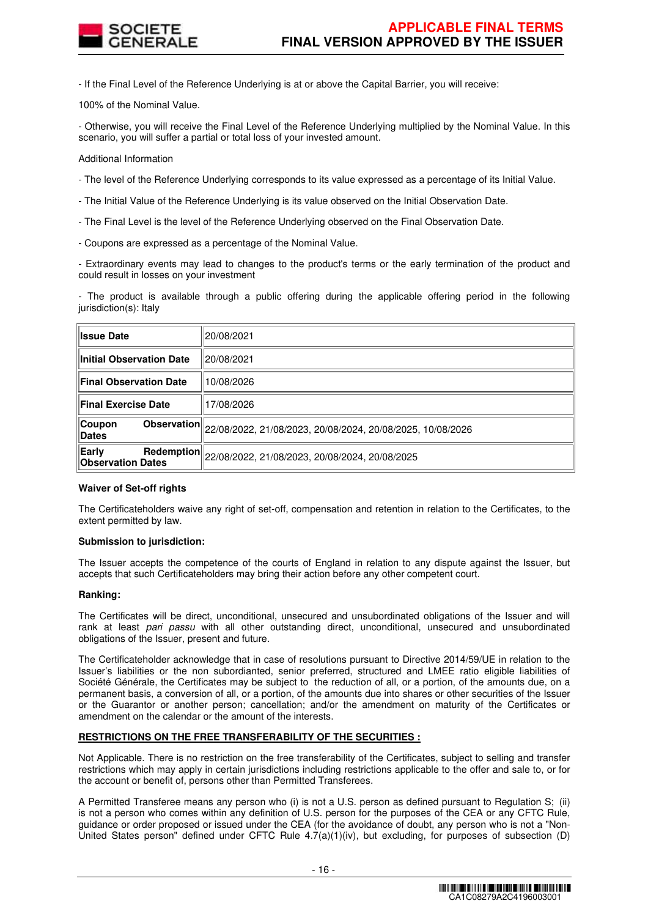- If the Final Level of the Reference Underlying is at or above the Capital Barrier, you will receive:

100% of the Nominal Value.

- Otherwise, you will receive the Final Level of the Reference Underlying multiplied by the Nominal Value. In this scenario, you will suffer a partial or total loss of your invested amount.

Additional Information

- The level of the Reference Underlying corresponds to its value expressed as a percentage of its Initial Value.

- The Initial Value of the Reference Underlying is its value observed on the Initial Observation Date.

- The Final Level is the level of the Reference Underlying observed on the Final Observation Date.

- Coupons are expressed as a percentage of the Nominal Value.

- Extraordinary events may lead to changes to the product's terms or the early termination of the product and could result in losses on your investment

- The product is available through a public offering during the applicable offering period in the following jurisdiction(s): Italy

| | |
|---|---|
| **Issue Date** | 20/08/2021 |
| **Initial Observation Date** | 20/08/2021 |
| **Final Observation Date** | 10/08/2026 |
| **Final Exercise Date** | 17/08/2026 |
| **Coupon Observation Dates** | 22/08/2022, 21/08/2023, 20/08/2024, 20/08/2025, 10/08/2026 |
| **Early Redemption Observation Dates** | 22/08/2022, 21/08/2023, 20/08/2024, 20/08/2025 |

**Waiver of Set-off rights**

The Certificateholders waive any right of set-off, compensation and retention in relation to the Certificates, to the extent permitted by law.

**Submission to jurisdiction:**

The Issuer accepts the competence of the courts of England in relation to any dispute against the Issuer, but accepts that such Certificateholders may bring their action before any other competent court.

**Ranking:**

The Certificates will be direct, unconditional, unsecured and unsubordinated obligations of the Issuer and will rank at least *pari passu* with all other outstanding direct, unconditional, unsecured and unsubordinated obligations of the Issuer, present and future.

The Certificateholder acknowledge that in case of resolutions pursuant to Directive 2014/59/UE in relation to the Issuer's liabilities or the non subordinated, senior preferred, structured and LMEE ratio eligible liabilities of Société Générale, the Certificates may be subject to the reduction of all, or a portion, of the amounts due, on a permanent basis, a conversion of all, or a portion, of the amounts due into shares or other securities of the Issuer or the Guarantor or another person; cancellation; and/or the amendment on maturity of the Certificates or amendment on the calendar or the amount of the interests.

**RESTRICTIONS ON THE FREE TRANSFERABILITY OF THE SECURITIES :**

Not Applicable. There is no restriction on the free transferability of the Certificates, subject to selling and transfer restrictions which may apply in certain jurisdictions including restrictions applicable to the offer and sale to, or for the account or benefit of, persons other than Permitted Transferees.

A Permitted Transferee means any person who (i) is not a U.S. person as defined pursuant to Regulation S; (ii) is not a person who comes within any definition of U.S. person for the purposes of the CEA or any CFTC Rule, guidance or order proposed or issued under the CEA (for the avoidance of doubt, any person who is not a "Non-United States person" defined under CFTC Rule 4.7(a)(1)(iv), but excluding, for purposes of subsection (D)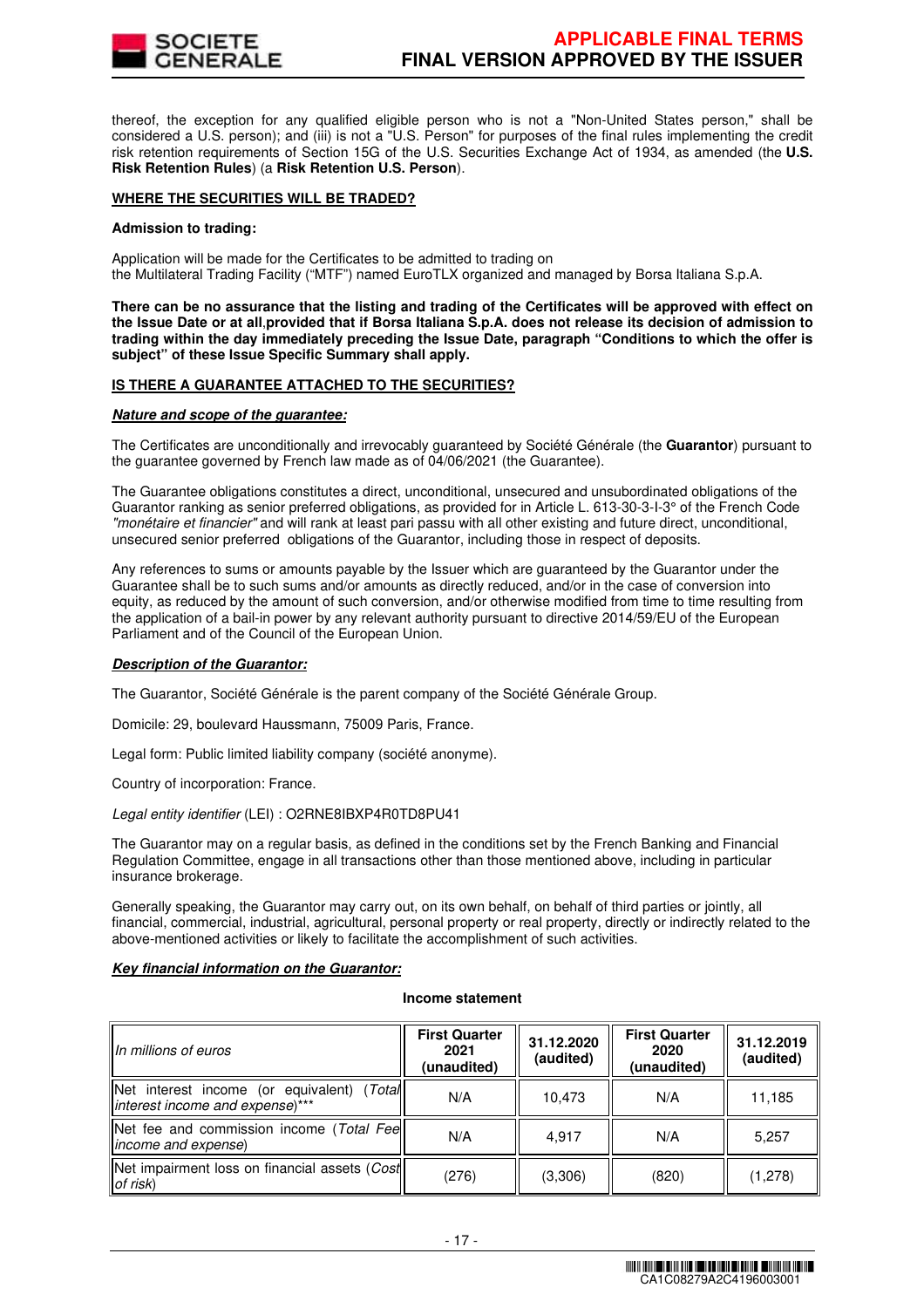thereof, the exception for any qualified eligible person who is not a "Non-United States person," shall be considered a U.S. person); and (iii) is not a "U.S. Person" for purposes of the final rules implementing the credit risk retention requirements of Section 15G of the U.S. Securities Exchange Act of 1934, as amended (the **U.S. Risk Retention Rules**) (a **Risk Retention U.S. Person**).

**WHERE THE SECURITIES WILL BE TRADED?**

**Admission to trading:**

Application will be made for the Certificates to be admitted to trading on
the Multilateral Trading Facility ("MTF") named EuroTLX organized and managed by Borsa Italiana S.p.A.

**There can be no assurance that the listing and trading of the Certificates will be approved with effect on the Issue Date or at all,provided that if Borsa Italiana S.p.A. does not release its decision of admission to trading within the day immediately preceding the Issue Date, paragraph "Conditions to which the offer is subject" of these Issue Specific Summary shall apply.**

**IS THERE A GUARANTEE ATTACHED TO THE SECURITIES?**

***Nature and scope of the guarantee:***

The Certificates are unconditionally and irrevocably guaranteed by Société Générale (the **Guarantor**) pursuant to the guarantee governed by French law made as of 04/06/2021 (the Guarantee).

The Guarantee obligations constitutes a direct, unconditional, unsecured and unsubordinated obligations of the Guarantor ranking as senior preferred obligations, as provided for in Article L. 613-30-3-I-3° of the French Code *"monétaire et financier"* and will rank at least pari passu with all other existing and future direct, unconditional, unsecured senior preferred obligations of the Guarantor, including those in respect of deposits.

Any references to sums or amounts payable by the Issuer which are guaranteed by the Guarantor under the Guarantee shall be to such sums and/or amounts as directly reduced, and/or in the case of conversion into equity, as reduced by the amount of such conversion, and/or otherwise modified from time to time resulting from the application of a bail-in power by any relevant authority pursuant to directive 2014/59/EU of the European Parliament and of the Council of the European Union.

***Description of the Guarantor:***

The Guarantor, Société Générale is the parent company of the Société Générale Group.

Domicile: 29, boulevard Haussmann, 75009 Paris, France.

Legal form: Public limited liability company (société anonyme).

Country of incorporation: France.

*Legal entity identifier* (LEI) : O2RNE8IBXP4R0TD8PU41

The Guarantor may on a regular basis, as defined in the conditions set by the French Banking and Financial Regulation Committee, engage in all transactions other than those mentioned above, including in particular insurance brokerage.

Generally speaking, the Guarantor may carry out, on its own behalf, on behalf of third parties or jointly, all financial, commercial, industrial, agricultural, personal property or real property, directly or indirectly related to the above-mentioned activities or likely to facilitate the accomplishment of such activities.

***Key financial information on the Guarantor:***

**Income statement**

| *In millions of euros* | **First Quarter 2021 (unaudited)** | **31.12.2020 (audited)** | **First Quarter 2020 (unaudited)** | **31.12.2019 (audited)** |
|---|---|---|---|---|
| Net interest income (or equivalent) (*Total interest income and expense*)*** | N/A | 10,473 | N/A | 11,185 |
| Net fee and commission income (*Total Fee income and expense*) | N/A | 4,917 | N/A | 5,257 |
| Net impairment loss on financial assets (*Cost of risk*) | (276) | (3,306) | (820) | (1,278) |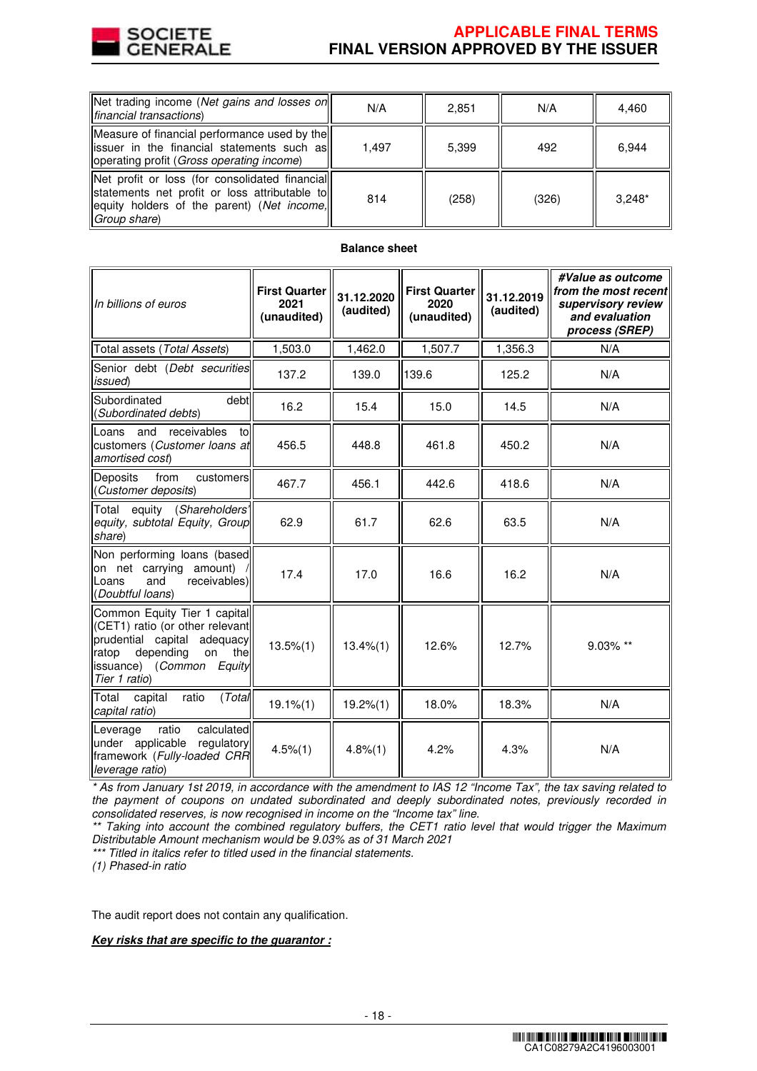| | | | | |
|---|---|---|---|---|
| Net trading income (*Net gains and losses on financial transactions*) | N/A | 2,851 | N/A | 4,460 |
| Measure of financial performance used by the issuer in the financial statements such as operating profit (*Gross operating income*) | 1,497 | 5,399 | 492 | 6,944 |
| Net profit or loss (for consolidated financial statements net profit or loss attributable to equity holders of the parent) (*Net income, Group share*) | 814 | (258) | (326) | 3,248* |

**Balance sheet**

| *In billions of euros* | **First Quarter 2021 (unaudited)** | **31.12.2020 (audited)** | **First Quarter 2020 (unaudited)** | **31.12.2019 (audited)** | ***#Value as outcome from the most recent supervisory review and evaluation process (SREP)*** |
|---|---|---|---|---|---|
| Total assets (*Total Assets*) | 1,503.0 | 1,462.0 | 1,507.7 | 1,356.3 | N/A |
| Senior debt (*Debt securities issued*) | 137.2 | 139.0 | 139.6 | 125.2 | N/A |
| Subordinated debt (*Subordinated debts*) | 16.2 | 15.4 | 15.0 | 14.5 | N/A |
| Loans and receivables to customers (*Customer loans at amortised cost*) | 456.5 | 448.8 | 461.8 | 450.2 | N/A |
| Deposits from customers (*Customer deposits*) | 467.7 | 456.1 | 442.6 | 418.6 | N/A |
| Total equity (*Shareholders' equity, subtotal Equity, Group share*) | 62.9 | 61.7 | 62.6 | 63.5 | N/A |
| Non performing loans (based on net carrying amount) / Loans and receivables) (*Doubtful loans*) | 17.4 | 17.0 | 16.6 | 16.2 | N/A |
| Common Equity Tier 1 capital (CET1) ratio (or other relevant prudential capital adequacy ratop depending on the issuance) (*Common Equity Tier 1 ratio*) | 13.5%(1) | 13.4%(1) | 12.6% | 12.7% | 9.03% ** |
| Total capital ratio (*Total capital ratio*) | 19.1%(1) | 19.2%(1) | 18.0% | 18.3% | N/A |
| Leverage ratio calculated under applicable regulatory framework (*Fully-loaded CRR leverage ratio*) | 4.5%(1) | 4.8%(1) | 4.2% | 4.3% | N/A |

*\* As from January 1st 2019, in accordance with the amendment to IAS 12 "Income Tax", the tax saving related to the payment of coupons on undated subordinated and deeply subordinated notes, previously recorded in consolidated reserves, is now recognised in income on the "Income tax" line.*

*\*\* Taking into account the combined regulatory buffers, the CET1 ratio level that would trigger the Maximum Distributable Amount mechanism would be 9.03% as of 31 March 2021*

*\*\*\* Titled in italics refer to titled used in the financial statements.*

*(1) Phased-in ratio*

The audit report does not contain any qualification.

***Key risks that are specific to the guarantor :***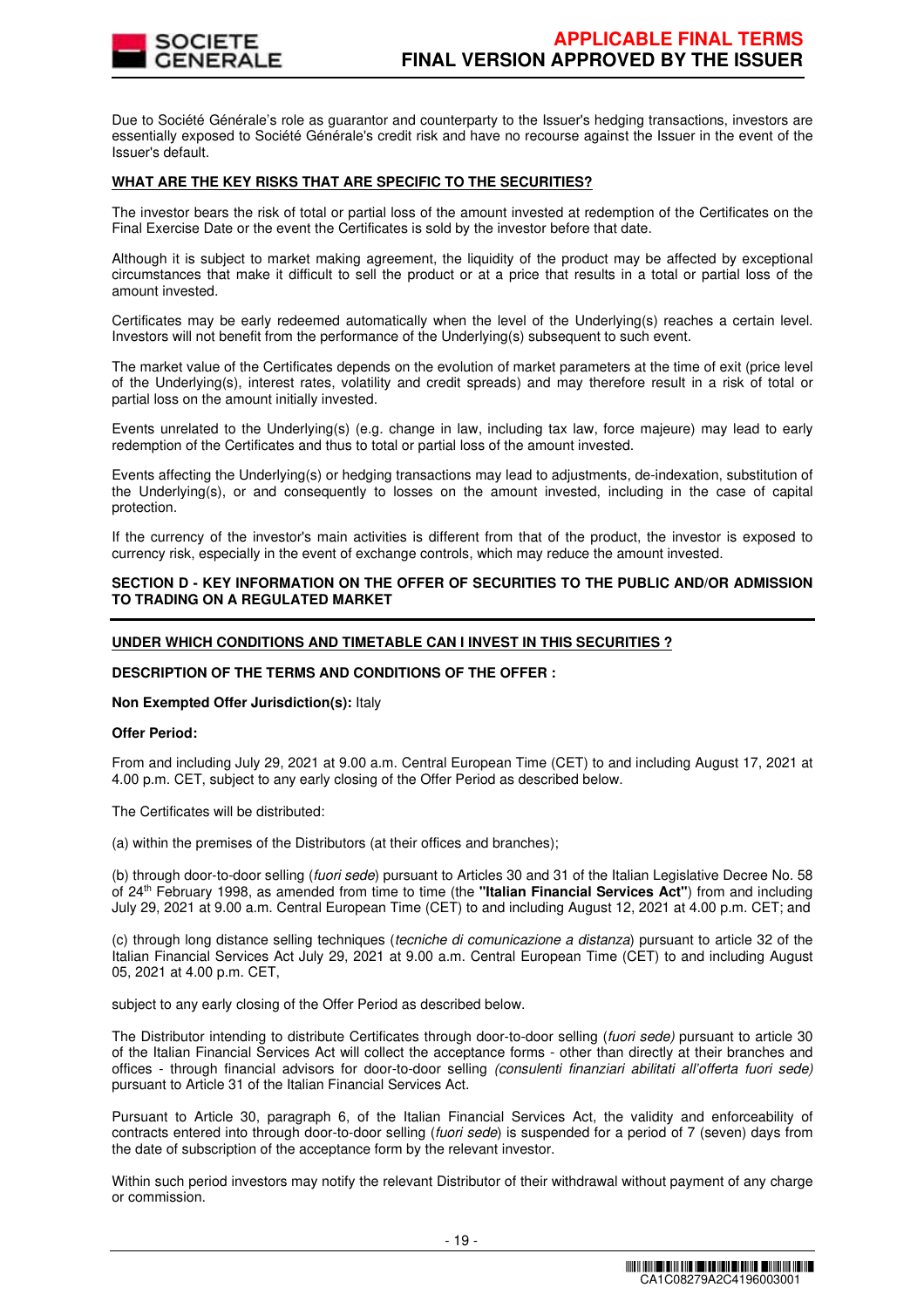Due to Société Générale's role as guarantor and counterparty to the Issuer's hedging transactions, investors are essentially exposed to Société Générale's credit risk and have no recourse against the Issuer in the event of the Issuer's default.

**WHAT ARE THE KEY RISKS THAT ARE SPECIFIC TO THE SECURITIES?**

The investor bears the risk of total or partial loss of the amount invested at redemption of the Certificates on the Final Exercise Date or the event the Certificates is sold by the investor before that date.

Although it is subject to market making agreement, the liquidity of the product may be affected by exceptional circumstances that make it difficult to sell the product or at a price that results in a total or partial loss of the amount invested.

Certificates may be early redeemed automatically when the level of the Underlying(s) reaches a certain level. Investors will not benefit from the performance of the Underlying(s) subsequent to such event.

The market value of the Certificates depends on the evolution of market parameters at the time of exit (price level of the Underlying(s), interest rates, volatility and credit spreads) and may therefore result in a risk of total or partial loss on the amount initially invested.

Events unrelated to the Underlying(s) (e.g. change in law, including tax law, force majeure) may lead to early redemption of the Certificates and thus to total or partial loss of the amount invested.

Events affecting the Underlying(s) or hedging transactions may lead to adjustments, de-indexation, substitution of the Underlying(s), or and consequently to losses on the amount invested, including in the case of capital protection.

If the currency of the investor's main activities is different from that of the product, the investor is exposed to currency risk, especially in the event of exchange controls, which may reduce the amount invested.

**SECTION D - KEY INFORMATION ON THE OFFER OF SECURITIES TO THE PUBLIC AND/OR ADMISSION TO TRADING ON A REGULATED MARKET**

**UNDER WHICH CONDITIONS AND TIMETABLE CAN I INVEST IN THIS SECURITIES ?**

**DESCRIPTION OF THE TERMS AND CONDITIONS OF THE OFFER :**

**Non Exempted Offer Jurisdiction(s):** Italy

**Offer Period:**

From and including July 29, 2021 at 9.00 a.m. Central European Time (CET) to and including August 17, 2021 at 4.00 p.m. CET, subject to any early closing of the Offer Period as described below.

The Certificates will be distributed:

(a) within the premises of the Distributors (at their offices and branches);

(b) through door-to-door selling (*fuori sede*) pursuant to Articles 30 and 31 of the Italian Legislative Decree No. 58 of 24th February 1998, as amended from time to time (the **"Italian Financial Services Act"**) from and including July 29, 2021 at 9.00 a.m. Central European Time (CET) to and including August 12, 2021 at 4.00 p.m. CET; and

(c) through long distance selling techniques (*tecniche di comunicazione a distanza*) pursuant to article 32 of the Italian Financial Services Act July 29, 2021 at 9.00 a.m. Central European Time (CET) to and including August 05, 2021 at 4.00 p.m. CET,

subject to any early closing of the Offer Period as described below.

The Distributor intending to distribute Certificates through door-to-door selling (*fuori sede)* pursuant to article 30 of the Italian Financial Services Act will collect the acceptance forms - other than directly at their branches and offices - through financial advisors for door-to-door selling *(consulenti finanziari abilitati all'offerta fuori sede)* pursuant to Article 31 of the Italian Financial Services Act.

Pursuant to Article 30, paragraph 6, of the Italian Financial Services Act, the validity and enforceability of contracts entered into through door-to-door selling (*fuori sede*) is suspended for a period of 7 (seven) days from the date of subscription of the acceptance form by the relevant investor.

Within such period investors may notify the relevant Distributor of their withdrawal without payment of any charge or commission.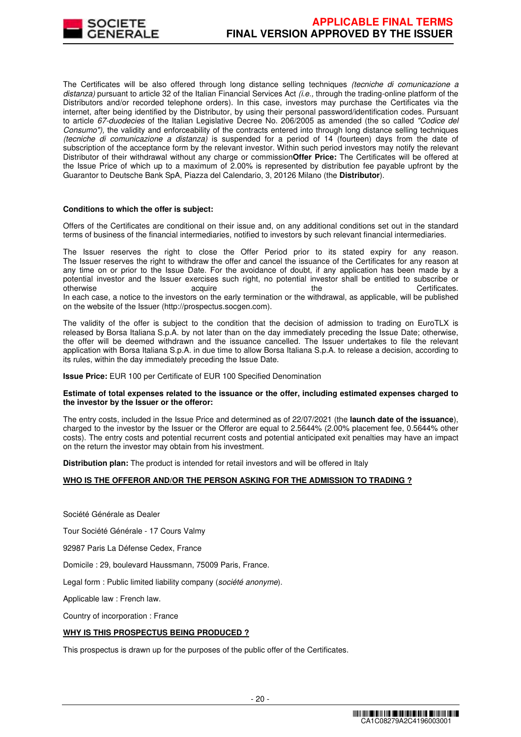The Certificates will be also offered through long distance selling techniques *(tecniche di comunicazione a distanza)* pursuant to article 32 of the Italian Financial Services Act *(i.e.,* through the trading-online platform of the Distributors and/or recorded telephone orders). In this case, investors may purchase the Certificates via the internet, after being identified by the Distributor, by using their personal password/identification codes. Pursuant to article *67-duodecies* of the Italian Legislative Decree No. 206/2005 as amended (the so called *"Codice del Consumo"),* the validity and enforceability of the contracts entered into through long distance selling techniques *(tecniche di comunicazione a distanza)* is suspended for a period of 14 (fourteen) days from the date of subscription of the acceptance form by the relevant investor. Within such period investors may notify the relevant Distributor of their withdrawal without any charge or commission**Offer Price:** The Certificates will be offered at the Issue Price of which up to a maximum of 2.00% is represented by distribution fee payable upfront by the Guarantor to Deutsche Bank SpA, Piazza del Calendario, 3, 20126 Milano (the **Distributor**).

**Conditions to which the offer is subject:**

Offers of the Certificates are conditional on their issue and, on any additional conditions set out in the standard terms of business of the financial intermediaries, notified to investors by such relevant financial intermediaries.

The Issuer reserves the right to close the Offer Period prior to its stated expiry for any reason. The Issuer reserves the right to withdraw the offer and cancel the issuance of the Certificates for any reason at any time on or prior to the Issue Date. For the avoidance of doubt, if any application has been made by a potential investor and the Issuer exercises such right, no potential investor shall be entitled to subscribe or otherwise acquire the Certificates.
In each case, a notice to the investors on the early termination or the withdrawal, as applicable, will be published on the website of the Issuer (http://prospectus.socgen.com).

The validity of the offer is subject to the condition that the decision of admission to trading on EuroTLX is released by Borsa Italiana S.p.A. by not later than on the day immediately preceding the Issue Date; otherwise, the offer will be deemed withdrawn and the issuance cancelled. The Issuer undertakes to file the relevant application with Borsa Italiana S.p.A. in due time to allow Borsa Italiana S.p.A. to release a decision, according to its rules, within the day immediately preceding the Issue Date.

**Issue Price:** EUR 100 per Certificate of EUR 100 Specified Denomination

**Estimate of total expenses related to the issuance or the offer, including estimated expenses charged to the investor by the Issuer or the offeror:**

The entry costs, included in the Issue Price and determined as of 22/07/2021 (the **launch date of the issuance**), charged to the investor by the Issuer or the Offeror are equal to 2.5644% (2.00% placement fee, 0.5644% other costs). The entry costs and potential recurrent costs and potential anticipated exit penalties may have an impact on the return the investor may obtain from his investment.

**Distribution plan:** The product is intended for retail investors and will be offered in Italy

**WHO IS THE OFFEROR AND/OR THE PERSON ASKING FOR THE ADMISSION TO TRADING ?**

Société Générale as Dealer

Tour Société Générale - 17 Cours Valmy

92987 Paris La Défense Cedex, France

Domicile : 29, boulevard Haussmann, 75009 Paris, France.

Legal form : Public limited liability company (*société anonyme*).

Applicable law : French law.

Country of incorporation : France

**WHY IS THIS PROSPECTUS BEING PRODUCED ?**

This prospectus is drawn up for the purposes of the public offer of the Certificates.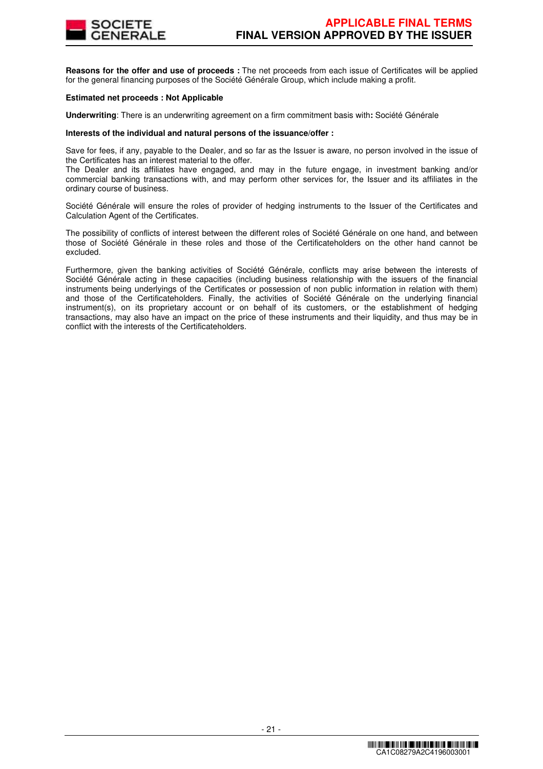**Reasons for the offer and use of proceeds :** The net proceeds from each issue of Certificates will be applied for the general financing purposes of the Société Générale Group, which include making a profit.

**Estimated net proceeds : Not Applicable**

**Underwriting**: There is an underwriting agreement on a firm commitment basis with**:** Société Générale

**Interests of the individual and natural persons of the issuance/offer :**

Save for fees, if any, payable to the Dealer, and so far as the Issuer is aware, no person involved in the issue of the Certificates has an interest material to the offer.
The Dealer and its affiliates have engaged, and may in the future engage, in investment banking and/or commercial banking transactions with, and may perform other services for, the Issuer and its affiliates in the ordinary course of business.

Société Générale will ensure the roles of provider of hedging instruments to the Issuer of the Certificates and Calculation Agent of the Certificates.

The possibility of conflicts of interest between the different roles of Société Générale on one hand, and between those of Société Générale in these roles and those of the Certificateholders on the other hand cannot be excluded.

Furthermore, given the banking activities of Société Générale, conflicts may arise between the interests of Société Générale acting in these capacities (including business relationship with the issuers of the financial instruments being underlyings of the Certificates or possession of non public information in relation with them) and those of the Certificateholders. Finally, the activities of Société Générale on the underlying financial instrument(s), on its proprietary account or on behalf of its customers, or the establishment of hedging transactions, may also have an impact on the price of these instruments and their liquidity, and thus may be in conflict with the interests of the Certificateholders.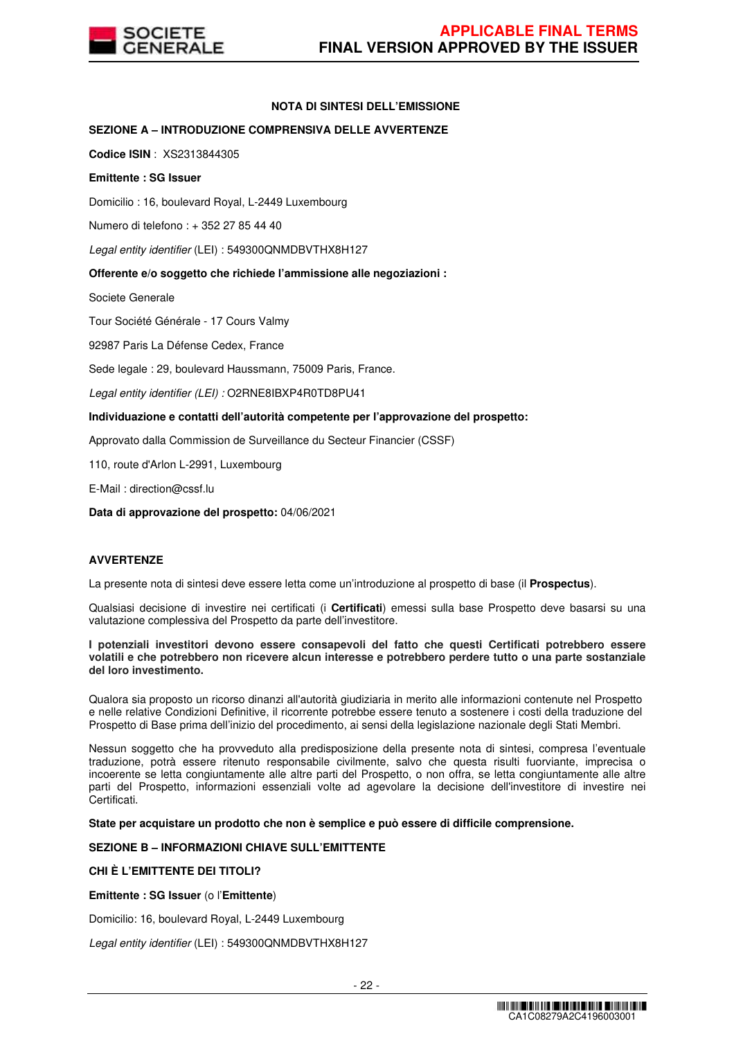## NOTA DI SINTESI DELL'EMISSIONE

### SEZIONE A – INTRODUZIONE COMPRENSIVA DELLE AVVERTENZE

**Codice ISIN** : XS2313844305

**Emittente : SG Issuer**

Domicilio : 16, boulevard Royal, L-2449 Luxembourg

Numero di telefono : + 352 27 85 44 40

*Legal entity identifier* (LEI) : 549300QNMDBVTHX8H127

**Offerente e/o soggetto che richiede l'ammissione alle negoziazioni :**

Societe Generale

Tour Société Générale - 17 Cours Valmy

92987 Paris La Défense Cedex, France

Sede legale : 29, boulevard Haussmann, 75009 Paris, France.

*Legal entity identifier (LEI) :* O2RNE8IBXP4R0TD8PU41

**Individuazione e contatti dell'autorità competente per l'approvazione del prospetto:**

Approvato dalla Commission de Surveillance du Secteur Financier (CSSF)

110, route d'Arlon L-2991, Luxembourg

E-Mail : direction@cssf.lu

**Data di approvazione del prospetto:** 04/06/2021

### AVVERTENZE

La presente nota di sintesi deve essere letta come un'introduzione al prospetto di base (il **Prospectus**).

Qualsiasi decisione di investire nei certificati (i **Certificati**) emessi sulla base Prospetto deve basarsi su una valutazione complessiva del Prospetto da parte dell'investitore.

**I potenziali investitori devono essere consapevoli del fatto che questi Certificati potrebbero essere volatili e che potrebbero non ricevere alcun interesse e potrebbero perdere tutto o una parte sostanziale del loro investimento.**

Qualora sia proposto un ricorso dinanzi all'autorità giudiziaria in merito alle informazioni contenute nel Prospetto e nelle relative Condizioni Definitive, il ricorrente potrebbe essere tenuto a sostenere i costi della traduzione del Prospetto di Base prima dell'inizio del procedimento, ai sensi della legislazione nazionale degli Stati Membri.

Nessun soggetto che ha provveduto alla predisposizione della presente nota di sintesi, compresa l'eventuale traduzione, potrà essere ritenuto responsabile civilmente, salvo che questa risulti fuorviante, imprecisa o incoerente se letta congiuntamente alle altre parti del Prospetto, o non offra, se letta congiuntamente alle altre parti del Prospetto, informazioni essenziali volte ad agevolare la decisione dell'investitore di investire nei Certificati.

**State per acquistare un prodotto che non è semplice e può essere di difficile comprensione.**

### SEZIONE B – INFORMAZIONI CHIAVE SULL'EMITTENTE

### CHI È L'EMITTENTE DEI TITOLI?

**Emittente : SG Issuer** (o l'**Emittente**)

Domicilio: 16, boulevard Royal, L-2449 Luxembourg

*Legal entity identifier* (LEI) : 549300QNMDBVTHX8H127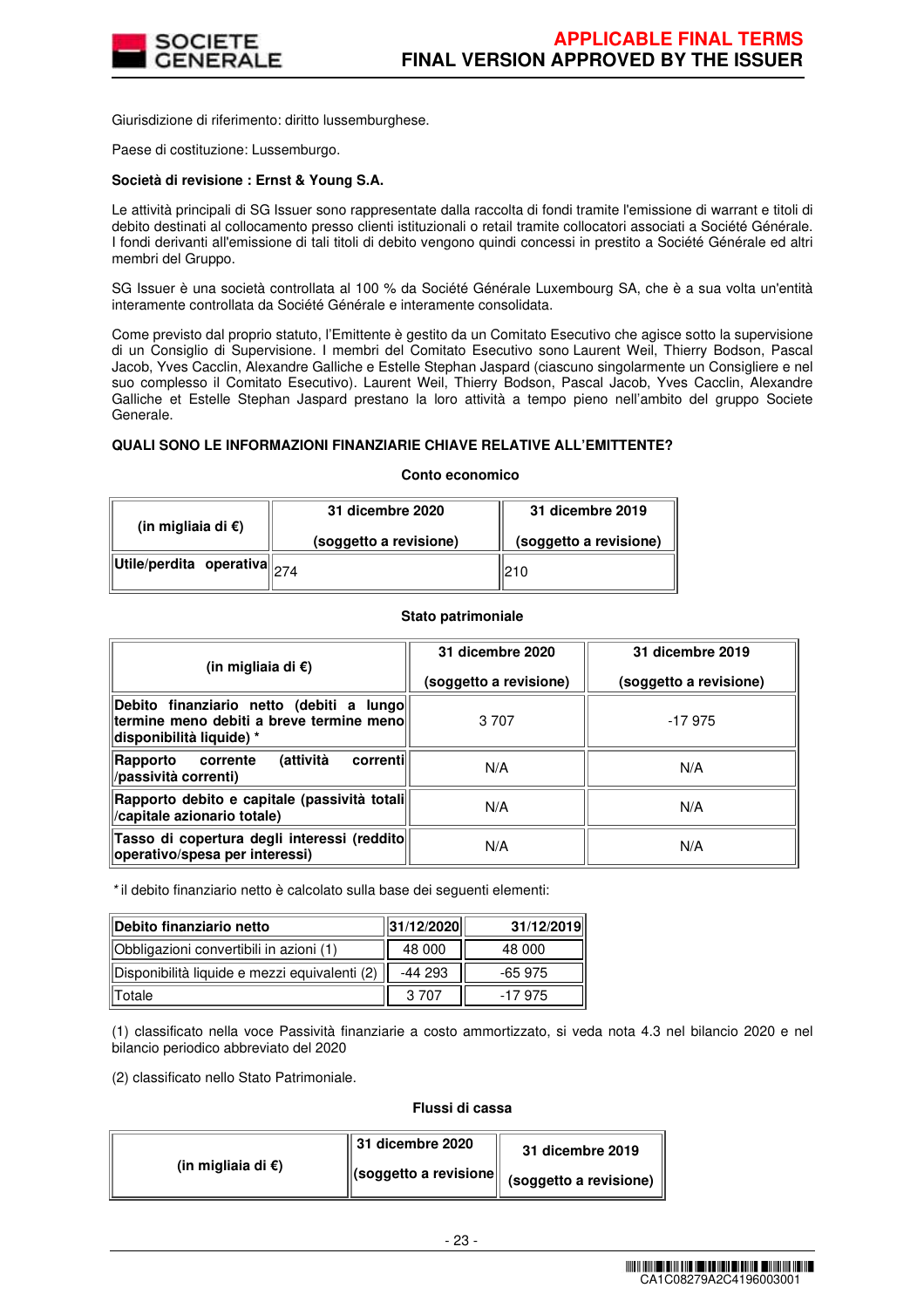Giurisdizione di riferimento: diritto lussemburghese.

Paese di costituzione: Lussemburgo.

**Società di revisione : Ernst & Young S.A.**

Le attività principali di SG Issuer sono rappresentate dalla raccolta di fondi tramite l'emissione di warrant e titoli di debito destinati al collocamento presso clienti istituzionali o retail tramite collocatori associati a Société Générale. I fondi derivanti all'emissione di tali titoli di debito vengono quindi concessi in prestito a Société Générale ed altri membri del Gruppo.

SG Issuer è una società controllata al 100 % da Société Générale Luxembourg SA, che è a sua volta un'entità interamente controllata da Société Générale e interamente consolidata.

Come previsto dal proprio statuto, l'Emittente è gestito da un Comitato Esecutivo che agisce sotto la supervisione di un Consiglio di Supervisione. I membri del Comitato Esecutivo sono Laurent Weil, Thierry Bodson, Pascal Jacob, Yves Cacclin, Alexandre Galliche e Estelle Stephan Jaspard (ciascuno singolarmente un Consigliere e nel suo complesso il Comitato Esecutivo). Laurent Weil, Thierry Bodson, Pascal Jacob, Yves Cacclin, Alexandre Galliche et Estelle Stephan Jaspard prestano la loro attività a tempo pieno nell'ambito del gruppo Societe Generale.

**QUALI SONO LE INFORMAZIONI FINANZIARIE CHIAVE RELATIVE ALL'EMITTENTE?**

**Conto economico**

| (in migliaia di €) | 31 dicembre 2020 (soggetto a revisione) | 31 dicembre 2019 (soggetto a revisione) |
|---|---|---|
| **Utile/perdita operativa** | 274 | 210 |

**Stato patrimoniale**

| (in migliaia di €) | 31 dicembre 2020 (soggetto a revisione) | 31 dicembre 2019 (soggetto a revisione) |
|---|---|---|
| **Debito finanziario netto (debiti a lungo termine meno debiti a breve termine meno disponibilità liquide) \*** | 3 707 | -17 975 |
| **Rapporto corrente (attività correnti /passività correnti)** | N/A | N/A |
| **Rapporto debito e capitale (passività totali /capitale azionario totale)** | N/A | N/A |
| **Tasso di copertura degli interessi (reddito operativo/spesa per interessi)** | N/A | N/A |

\* il debito finanziario netto è calcolato sulla base dei seguenti elementi:

| **Debito finanziario netto** | **31/12/2020** | **31/12/2019** |
|---|---|---|
| Obbligazioni convertibili in azioni (1) | 48 000 | 48 000 |
| Disponibilità liquide e mezzi equivalenti (2) | -44 293 | -65 975 |
| Totale | 3 707 | -17 975 |

(1) classificato nella voce Passività finanziarie a costo ammortizzato, si veda nota 4.3 nel bilancio 2020 e nel bilancio periodico abbreviato del 2020

(2) classificato nello Stato Patrimoniale.

**Flussi di cassa**

| (in migliaia di €) | 31 dicembre 2020 (soggetto a revisione | 31 dicembre 2019 (soggetto a revisione) |
|---|---|---|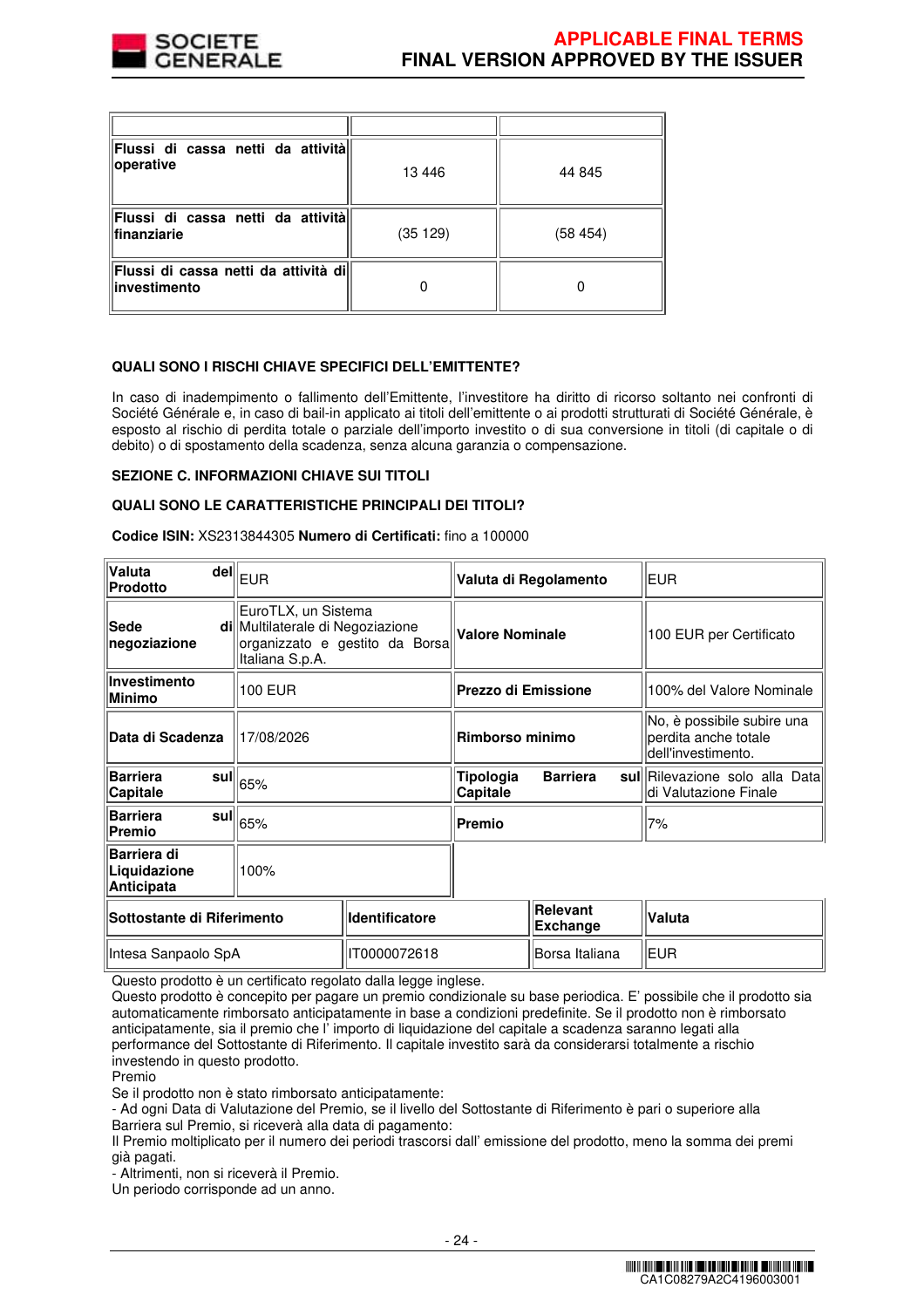| | | |
|---|---|---|
| **Flussi di cassa netti da attività operative** | 13 446 | 44 845 |
| **Flussi di cassa netti da attività finanziarie** | (35 129) | (58 454) |
| **Flussi di cassa netti da attività di investimento** | 0 | 0 |

**QUALI SONO I RISCHI CHIAVE SPECIFICI DELL'EMITTENTE?**

In caso di inadempimento o fallimento dell'Emittente, l'investitore ha diritto di ricorso soltanto nei confronti di Société Générale e, in caso di bail-in applicato ai titoli dell'emittente o ai prodotti strutturati di Société Générale, è esposto al rischio di perdita totale o parziale dell'importo investito o di sua conversione in titoli (di capitale o di debito) o di spostamento della scadenza, senza alcuna garanzia o compensazione.

**SEZIONE C. INFORMAZIONI CHIAVE SUI TITOLI**

**QUALI SONO LE CARATTERISTICHE PRINCIPALI DEI TITOLI?**

**Codice ISIN:** XS2313844305 **Numero di Certificati:** fino a 100000

| | | | |
|---|---|---|---|
| **Valuta del Prodotto** | EUR | **Valuta di Regolamento** | EUR |
| **Sede di negoziazione** | EuroTLX, un Sistema Multilaterale di Negoziazione organizzato e gestito da Borsa Italiana S.p.A. | **Valore Nominale** | 100 EUR per Certificato |
| **Investimento Minimo** | 100 EUR | **Prezzo di Emissione** | 100% del Valore Nominale |
| **Data di Scadenza** | 17/08/2026 | **Rimborso minimo** | No, è possibile subire una perdita anche totale dell'investimento. |
| **Barriera sul Capitale** | 65% | **Tipologia Barriera sul Capitale** | Rilevazione solo alla Data di Valutazione Finale |
| **Barriera sul Premio** | 65% | **Premio** | 7% |
| **Barriera di Liquidazione Anticipata** | 100% | | |

| Sottostante di Riferimento | Identificatore | Relevant Exchange | Valuta |
|---|---|---|---|
| Intesa Sanpaolo SpA | IT0000072618 | Borsa Italiana | EUR |

Questo prodotto è un certificato regolato dalla legge inglese.
Questo prodotto è concepito per pagare un premio condizionale su base periodica. E' possibile che il prodotto sia automaticamente rimborsato anticipatamente in base a condizioni predefinite. Se il prodotto non è rimborsato anticipatamente, sia il premio che l' importo di liquidazione del capitale a scadenza saranno legati alla performance del Sottostante di Riferimento. Il capitale investito sarà da considerarsi totalmente a rischio investendo in questo prodotto.
Premio
Se il prodotto non è stato rimborsato anticipatamente:
- Ad ogni Data di Valutazione del Premio, se il livello del Sottostante di Riferimento è pari o superiore alla Barriera sul Premio, si riceverà alla data di pagamento:
Il Premio moltiplicato per il numero dei periodi trascorsi dall' emissione del prodotto, meno la somma dei premi già pagati.
- Altrimenti, non si riceverà il Premio.
Un periodo corrisponde ad un anno.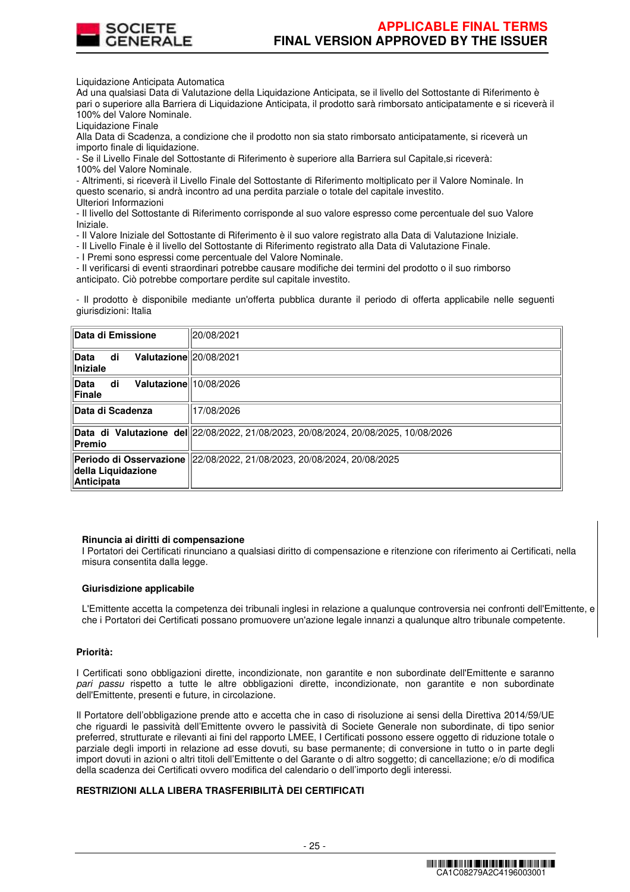Liquidazione Anticipata Automatica
Ad una qualsiasi Data di Valutazione della Liquidazione Anticipata, se il livello del Sottostante di Riferimento è pari o superiore alla Barriera di Liquidazione Anticipata, il prodotto sarà rimborsato anticipatamente e si riceverà il 100% del Valore Nominale.
Liquidazione Finale
Alla Data di Scadenza, a condizione che il prodotto non sia stato rimborsato anticipatamente, si riceverà un importo finale di liquidazione.
- Se il Livello Finale del Sottostante di Riferimento è superiore alla Barriera sul Capitale,si riceverà:
100% del Valore Nominale.
- Altrimenti, si riceverà il Livello Finale del Sottostante di Riferimento moltiplicato per il Valore Nominale. In questo scenario, si andrà incontro ad una perdita parziale o totale del capitale investito.
Ulteriori Informazioni
- Il livello del Sottostante di Riferimento corrisponde al suo valore espresso come percentuale del suo Valore Iniziale.
- Il Valore Iniziale del Sottostante di Riferimento è il suo valore registrato alla Data di Valutazione Iniziale.
- Il Livello Finale è il livello del Sottostante di Riferimento registrato alla Data di Valutazione Finale.
- I Premi sono espressi come percentuale del Valore Nominale.
- Il verificarsi di eventi straordinari potrebbe causare modifiche dei termini del prodotto o il suo rimborso anticipato. Ciò potrebbe comportare perdite sul capitale investito.

- Il prodotto è disponibile mediante un'offerta pubblica durante il periodo di offerta applicabile nelle seguenti giurisdizioni: Italia

| | |
|---|---|
| **Data di Emissione** | 20/08/2021 |
| **Data di Valutazione Iniziale** | 20/08/2021 |
| **Data di Valutazione Finale** | 10/08/2026 |
| **Data di Scadenza** | 17/08/2026 |
| **Data di Valutazione del Premio** | 22/08/2022, 21/08/2023, 20/08/2024, 20/08/2025, 10/08/2026 |
| **Periodo di Osservazione della Liquidazione Anticipata** | 22/08/2022, 21/08/2023, 20/08/2024, 20/08/2025 |

**Rinuncia ai diritti di compensazione**
I Portatori dei Certificati rinunciano a qualsiasi diritto di compensazione e ritenzione con riferimento ai Certificati, nella misura consentita dalla legge.

**Giurisdizione applicabile**

L'Emittente accetta la competenza dei tribunali inglesi in relazione a qualunque controversia nei confronti dell'Emittente, e che i Portatori dei Certificati possano promuovere un'azione legale innanzi a qualunque altro tribunale competente.

**Priorità:**

I Certificati sono obbligazioni dirette, incondizionate, non garantite e non subordinate dell'Emittente e saranno *pari passu* rispetto a tutte le altre obbligazioni dirette, incondizionate, non garantite e non subordinate dell'Emittente, presenti e future, in circolazione.

Il Portatore dell'obbligazione prende atto e accetta che in caso di risoluzione ai sensi della Direttiva 2014/59/UE che riguardi le passività dell'Emittente ovvero le passività di Societe Generale non subordinate, di tipo senior preferred, strutturate e rilevanti ai fini del rapporto LMEE, I Certificati possono essere oggetto di riduzione totale o parziale degli importi in relazione ad esse dovuti, su base permanente; di conversione in tutto o in parte degli import dovuti in azioni o altri titoli dell'Emittente o del Garante o di altro soggetto; di cancellazione; e/o di modifica della scadenza dei Certificati ovvero modifica del calendario o dell'importo degli interessi.

**RESTRIZIONI ALLA LIBERA TRASFERIBILITÀ DEI CERTIFICATI**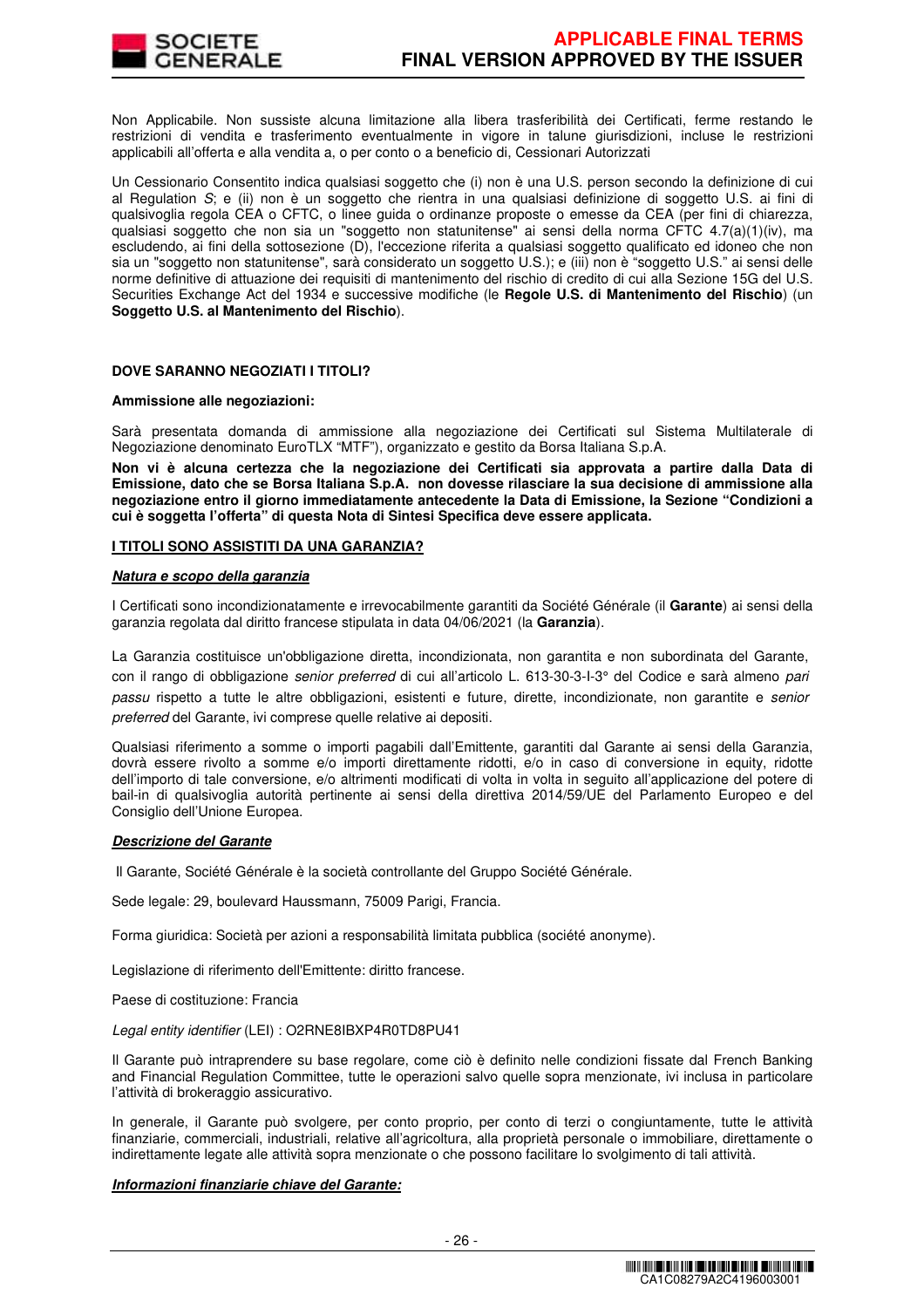Non Applicabile. Non sussiste alcuna limitazione alla libera trasferibilità dei Certificati, ferme restando le restrizioni di vendita e trasferimento eventualmente in vigore in talune giurisdizioni, incluse le restrizioni applicabili all'offerta e alla vendita a, o per conto o a beneficio di, Cessionari Autorizzati

Un Cessionario Consentito indica qualsiasi soggetto che (i) non è una U.S. person secondo la definizione di cui al Regulation *S*; e (ii) non è un soggetto che rientra in una qualsiasi definizione di soggetto U.S. ai fini di qualsivoglia regola CEA o CFTC, o linee guida o ordinanze proposte o emesse da CEA (per fini di chiarezza, qualsiasi soggetto che non sia un "soggetto non statunitense" ai sensi della norma CFTC 4.7(a)(1)(iv), ma escludendo, ai fini della sottosezione (D), l'eccezione riferita a qualsiasi soggetto qualificato ed idoneo che non sia un "soggetto non statunitense", sarà considerato un soggetto U.S.); e (iii) non è "soggetto U.S." ai sensi delle norme definitive di attuazione dei requisiti di mantenimento del rischio di credito di cui alla Sezione 15G del U.S. Securities Exchange Act del 1934 e successive modifiche (le **Regole U.S. di Mantenimento del Rischio**) (un **Soggetto U.S. al Mantenimento del Rischio**).

**DOVE SARANNO NEGOZIATI I TITOLI?**

**Ammissione alle negoziazioni:**

Sarà presentata domanda di ammissione alla negoziazione dei Certificati sul Sistema Multilaterale di Negoziazione denominato EuroTLX "MTF"), organizzato e gestito da Borsa Italiana S.p.A.

**Non vi è alcuna certezza che la negoziazione dei Certificati sia approvata a partire dalla Data di Emissione, dato che se Borsa Italiana S.p.A. non dovesse rilasciare la sua decisione di ammissione alla negoziazione entro il giorno immediatamente antecedente la Data di Emissione, la Sezione "Condizioni a cui è soggetta l'offerta" di questa Nota di Sintesi Specifica deve essere applicata.**

**I TITOLI SONO ASSISTITI DA UNA GARANZIA?**

***Natura e scopo della garanzia***

I Certificati sono incondizionatamente e irrevocabilmente garantiti da Société Générale (il **Garante**) ai sensi della garanzia regolata dal diritto francese stipulata in data 04/06/2021 (la **Garanzia**).

La Garanzia costituisce un'obbligazione diretta, incondizionata, non garantita e non subordinata del Garante, con il rango di obbligazione *senior preferred* di cui all'articolo L. 613-30-3-I-3° del Codice e sarà almeno *pari passu* rispetto a tutte le altre obbligazioni, esistenti e future, dirette, incondizionate, non garantite e *senior preferred* del Garante, ivi comprese quelle relative ai depositi.

Qualsiasi riferimento a somme o importi pagabili dall'Emittente, garantiti dal Garante ai sensi della Garanzia, dovrà essere rivolto a somme e/o importi direttamente ridotti, e/o in caso di conversione in equity, ridotte dell'importo di tale conversione, e/o altrimenti modificati di volta in volta in seguito all'applicazione del potere di bail-in di qualsivoglia autorità pertinente ai sensi della direttiva 2014/59/UE del Parlamento Europeo e del Consiglio dell'Unione Europea.

***Descrizione del Garante***

Il Garante, Société Générale è la società controllante del Gruppo Société Générale.

Sede legale: 29, boulevard Haussmann, 75009 Parigi, Francia.

Forma giuridica: Società per azioni a responsabilità limitata pubblica (société anonyme).

Legislazione di riferimento dell'Emittente: diritto francese.

Paese di costituzione: Francia

*Legal entity identifier* (LEI) : O2RNE8IBXP4R0TD8PU41

Il Garante può intraprendere su base regolare, come ciò è definito nelle condizioni fissate dal French Banking and Financial Regulation Committee, tutte le operazioni salvo quelle sopra menzionate, ivi inclusa in particolare l'attività di brokeraggio assicurativo.

In generale, il Garante può svolgere, per conto proprio, per conto di terzi o congiuntamente, tutte le attività finanziarie, commerciali, industriali, relative all'agricoltura, alla proprietà personale o immobiliare, direttamente o indirettamente legate alle attività sopra menzionate o che possono facilitare lo svolgimento di tali attività.

***Informazioni finanziarie chiave del Garante:***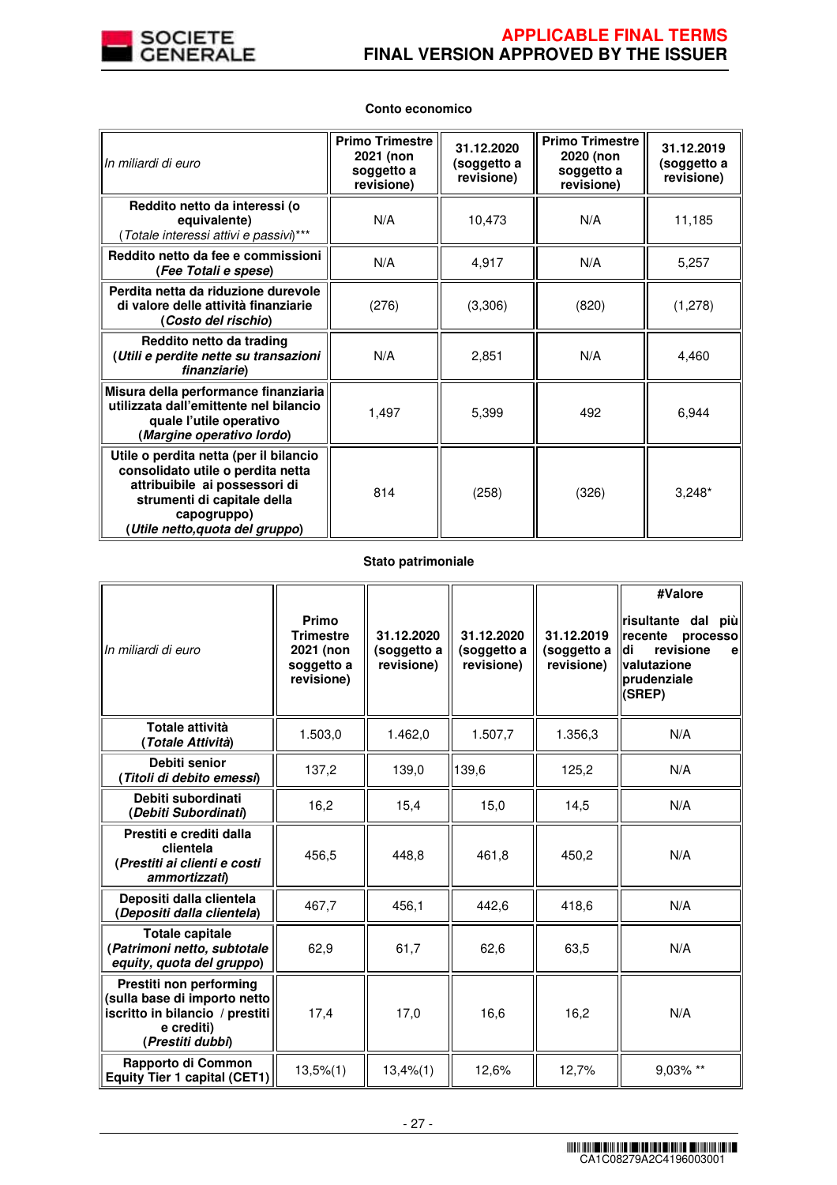**Conto economico**

| *In miliardi di euro* | **Primo Trimestre 2021 (non soggetto a revisione)** | **31.12.2020 (soggetto a revisione)** | **Primo Trimestre 2020 (non soggetto a revisione)** | **31.12.2019 (soggetto a revisione)** |
|---|---|---|---|---|
| **Reddito netto da interessi (o equivalente)** (*Totale interessi attivi e passivi*)*** | N/A | 10,473 | N/A | 11,185 |
| **Reddito netto da fee e commissioni** (***Fee Totali e spese***) | N/A | 4,917 | N/A | 5,257 |
| **Perdita netta da riduzione durevole di valore delle attività finanziarie** (***Costo del rischio***) | (276) | (3,306) | (820) | (1,278) |
| **Reddito netto da trading** (***Utili e perdite nette su transazioni finanziarie***) | N/A | 2,851 | N/A | 4,460 |
| **Misura della performance finanziaria utilizzata dall'emittente nel bilancio quale l'utile operativo** (***Margine operativo lordo***) | 1,497 | 5,399 | 492 | 6,944 |
| **Utile o perdita netta (per il bilancio consolidato utile o perdita netta attribuibile ai possessori di strumenti di capitale della capogruppo)** (***Utile netto,quota del gruppo***) | 814 | (258) | (326) | 3,248* |

**Stato patrimoniale**

| *In miliardi di euro* | **Primo Trimestre 2021 (non soggetto a revisione)** | **31.12.2020 (soggetto a revisione)** | **31.12.2020 (soggetto a revisione)** | **31.12.2019 (soggetto a revisione)** | **#Valore risultante dal più recente processo di revisione e valutazione prudenziale (SREP)** |
|---|---|---|---|---|---|
| **Totale attività** (***Totale Attività***) | 1.503,0 | 1.462,0 | 1.507,7 | 1.356,3 | N/A |
| **Debiti senior** (***Titoli di debito emessi***) | 137,2 | 139,0 | 139,6 | 125,2 | N/A |
| **Debiti subordinati** (***Debiti Subordinati***) | 16,2 | 15,4 | 15,0 | 14,5 | N/A |
| **Prestiti e crediti dalla clientela** (***Prestiti ai clienti e costi ammortizzati***) | 456,5 | 448,8 | 461,8 | 450,2 | N/A |
| **Depositi dalla clientela** (***Depositi dalla clientela***) | 467,7 | 456,1 | 442,6 | 418,6 | N/A |
| **Totale capitale** (***Patrimoni netto, subtotale equity, quota del gruppo***) | 62,9 | 61,7 | 62,6 | 63,5 | N/A |
| **Prestiti non performing (sulla base di importo netto iscritto in bilancio / prestiti e crediti)** (***Prestiti dubbi***) | 17,4 | 17,0 | 16,6 | 16,2 | N/A |
| **Rapporto di Common Equity Tier 1 capital (CET1)** | 13,5%(1) | 13,4%(1) | 12,6% | 12,7% | 9,03% ** |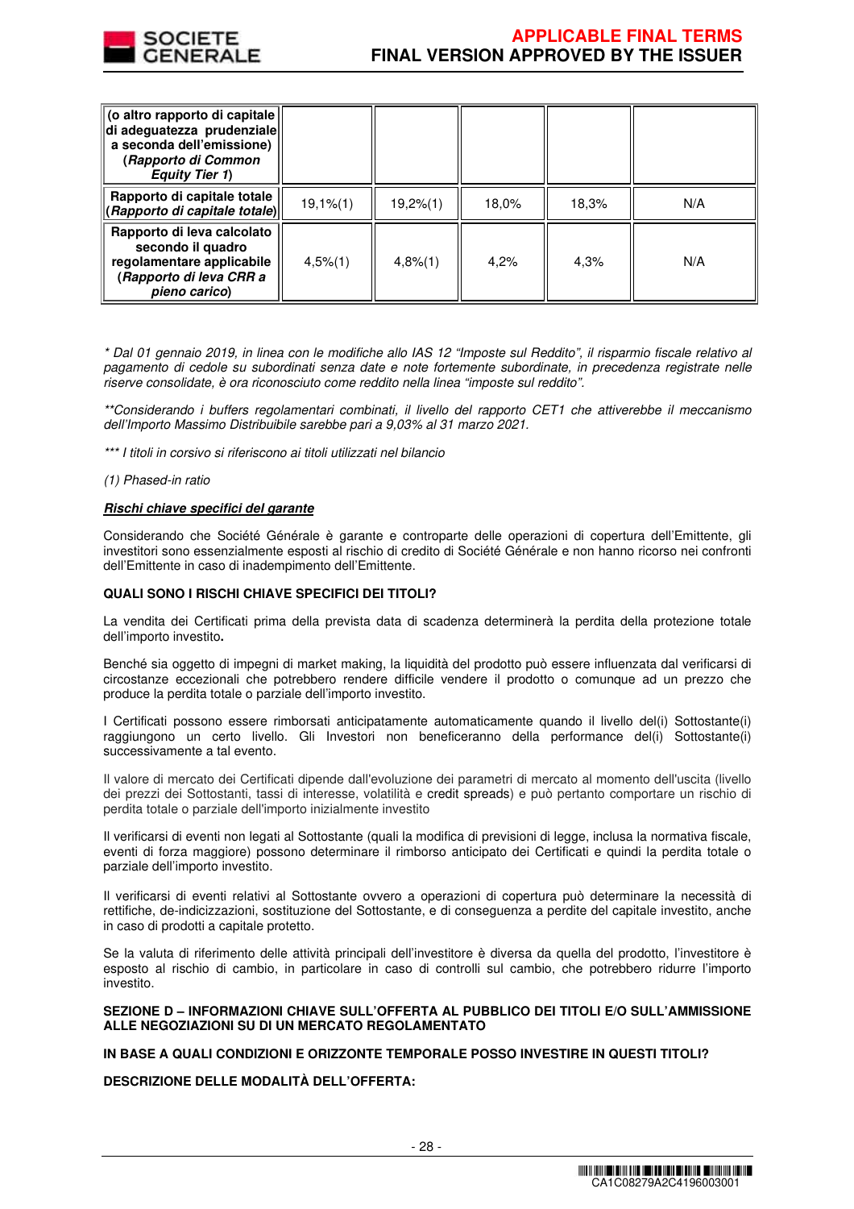| **(o altro rapporto di capitale di adeguatezza prudenziale a seconda dell'emissione) (*Rapporto di Common Equity Tier 1*)** | | | | | |
|---|---|---|---|---|---|
| **Rapporto di capitale totale (*Rapporto di capitale totale*)** | 19,1%(1) | 19,2%(1) | 18,0% | 18,3% | N/A |
| **Rapporto di leva calcolato secondo il quadro regolamentare applicabile (*Rapporto di leva CRR a pieno carico*)** | 4,5%(1) | 4,8%(1) | 4,2% | 4,3% | N/A |

*\* Dal 01 gennaio 2019, in linea con le modifiche allo IAS 12 "Imposte sul Reddito", il risparmio fiscale relativo al pagamento di cedole su subordinati senza date e note fortemente subordinate, in precedenza registrate nelle riserve consolidate, è ora riconosciuto come reddito nella linea "imposte sul reddito".*

*\*\*Considerando i buffers regolamentari combinati, il livello del rapporto CET1 che attiverebbe il meccanismo dell'Importo Massimo Distribuibile sarebbe pari a 9,03% al 31 marzo 2021.*

*\*\*\* I titoli in corsivo si riferiscono ai titoli utilizzati nel bilancio*

*(1) Phased-in ratio*

***Rischi chiave specifici del garante***

Considerando che Société Générale è garante e controparte delle operazioni di copertura dell'Emittente, gli investitori sono essenzialmente esposti al rischio di credito di Société Générale e non hanno ricorso nei confronti dell'Emittente in caso di inadempimento dell'Emittente.

**QUALI SONO I RISCHI CHIAVE SPECIFICI DEI TITOLI?**

La vendita dei Certificati prima della prevista data di scadenza determinerà la perdita della protezione totale dell'importo investito**.**

Benché sia oggetto di impegni di market making, la liquidità del prodotto può essere influenzata dal verificarsi di circostanze eccezionali che potrebbero rendere difficile vendere il prodotto o comunque ad un prezzo che produce la perdita totale o parziale dell'importo investito.

I Certificati possono essere rimborsati anticipatamente automaticamente quando il livello del(i) Sottostante(i) raggiungono un certo livello. Gli Investori non beneficeranno della performance del(i) Sottostante(i) successivamente a tal evento.

Il valore di mercato dei Certificati dipende dall'evoluzione dei parametri di mercato al momento dell'uscita (livello dei prezzi dei Sottostanti, tassi di interesse, volatilità e credit spreads) e può pertanto comportare un rischio di perdita totale o parziale dell'importo inizialmente investito

Il verificarsi di eventi non legati al Sottostante (quali la modifica di previsioni di legge, inclusa la normativa fiscale, eventi di forza maggiore) possono determinare il rimborso anticipato dei Certificati e quindi la perdita totale o parziale dell'importo investito.

Il verificarsi di eventi relativi al Sottostante ovvero a operazioni di copertura può determinare la necessità di rettifiche, de-indicizzazioni, sostituzione del Sottostante, e di conseguenza a perdite del capitale investito, anche in caso di prodotti a capitale protetto.

Se la valuta di riferimento delle attività principali dell'investitore è diversa da quella del prodotto, l'investitore è esposto al rischio di cambio, in particolare in caso di controlli sul cambio, che potrebbero ridurre l'importo investito.

**SEZIONE D – INFORMAZIONI CHIAVE SULL'OFFERTA AL PUBBLICO DEI TITOLI E/O SULL'AMMISSIONE ALLE NEGOZIAZIONI SU DI UN MERCATO REGOLAMENTATO**

**IN BASE A QUALI CONDIZIONI E ORIZZONTE TEMPORALE POSSO INVESTIRE IN QUESTI TITOLI?**

**DESCRIZIONE DELLE MODALITÀ DELL'OFFERTA:**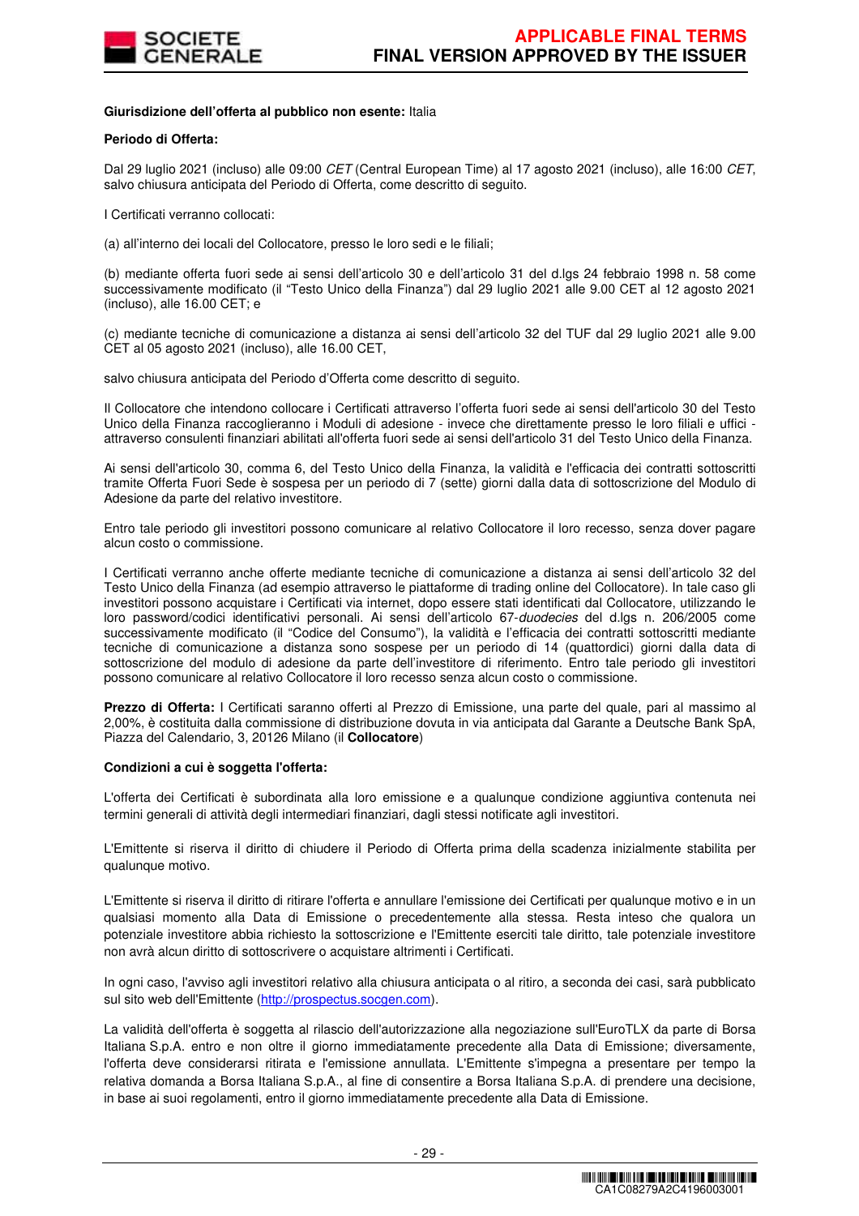**Giurisdizione dell'offerta al pubblico non esente:** Italia

**Periodo di Offerta:**

Dal 29 luglio 2021 (incluso) alle 09:00 *CET* (Central European Time) al 17 agosto 2021 (incluso), alle 16:00 *CET*, salvo chiusura anticipata del Periodo di Offerta, come descritto di seguito.

I Certificati verranno collocati:

(a) all'interno dei locali del Collocatore, presso le loro sedi e le filiali;

(b) mediante offerta fuori sede ai sensi dell'articolo 30 e dell'articolo 31 del d.lgs 24 febbraio 1998 n. 58 come successivamente modificato (il "Testo Unico della Finanza") dal 29 luglio 2021 alle 9.00 CET al 12 agosto 2021 (incluso), alle 16.00 CET; e

(c) mediante tecniche di comunicazione a distanza ai sensi dell'articolo 32 del TUF dal 29 luglio 2021 alle 9.00 CET al 05 agosto 2021 (incluso), alle 16.00 CET,

salvo chiusura anticipata del Periodo d'Offerta come descritto di seguito.

Il Collocatore che intendono collocare i Certificati attraverso l'offerta fuori sede ai sensi dell'articolo 30 del Testo Unico della Finanza raccoglieranno i Moduli di adesione - invece che direttamente presso le loro filiali e uffici - attraverso consulenti finanziari abilitati all'offerta fuori sede ai sensi dell'articolo 31 del Testo Unico della Finanza.

Ai sensi dell'articolo 30, comma 6, del Testo Unico della Finanza, la validità e l'efficacia dei contratti sottoscritti tramite Offerta Fuori Sede è sospesa per un periodo di 7 (sette) giorni dalla data di sottoscrizione del Modulo di Adesione da parte del relativo investitore.

Entro tale periodo gli investitori possono comunicare al relativo Collocatore il loro recesso, senza dover pagare alcun costo o commissione.

I Certificati verranno anche offerte mediante tecniche di comunicazione a distanza ai sensi dell'articolo 32 del Testo Unico della Finanza (ad esempio attraverso le piattaforme di trading online del Collocatore). In tale caso gli investitori possono acquistare i Certificati via internet, dopo essere stati identificati dal Collocatore, utilizzando le loro password/codici identificativi personali. Ai sensi dell'articolo 67-*duodecies* del d.lgs n. 206/2005 come successivamente modificato (il "Codice del Consumo"), la validità e l'efficacia dei contratti sottoscritti mediante tecniche di comunicazione a distanza sono sospese per un periodo di 14 (quattordici) giorni dalla data di sottoscrizione del modulo di adesione da parte dell'investitore di riferimento. Entro tale periodo gli investitori possono comunicare al relativo Collocatore il loro recesso senza alcun costo o commissione.

**Prezzo di Offerta:** I Certificati saranno offerti al Prezzo di Emissione, una parte del quale, pari al massimo al 2,00%, è costituita dalla commissione di distribuzione dovuta in via anticipata dal Garante a Deutsche Bank SpA, Piazza del Calendario, 3, 20126 Milano (il **Collocatore**)

**Condizioni a cui è soggetta l'offerta:**

L'offerta dei Certificati è subordinata alla loro emissione e a qualunque condizione aggiuntiva contenuta nei termini generali di attività degli intermediari finanziari, dagli stessi notificate agli investitori.

L'Emittente si riserva il diritto di chiudere il Periodo di Offerta prima della scadenza inizialmente stabilita per qualunque motivo.

L'Emittente si riserva il diritto di ritirare l'offerta e annullare l'emissione dei Certificati per qualunque motivo e in un qualsiasi momento alla Data di Emissione o precedentemente alla stessa. Resta inteso che qualora un potenziale investitore abbia richiesto la sottoscrizione e l'Emittente eserciti tale diritto, tale potenziale investitore non avrà alcun diritto di sottoscrivere o acquistare altrimenti i Certificati.

In ogni caso, l'avviso agli investitori relativo alla chiusura anticipata o al ritiro, a seconda dei casi, sarà pubblicato sul sito web dell'Emittente (http://prospectus.socgen.com).

La validità dell'offerta è soggetta al rilascio dell'autorizzazione alla negoziazione sull'EuroTLX da parte di Borsa Italiana S.p.A. entro e non oltre il giorno immediatamente precedente alla Data di Emissione; diversamente, l'offerta deve considerarsi ritirata e l'emissione annullata. L'Emittente s'impegna a presentare per tempo la relativa domanda a Borsa Italiana S.p.A., al fine di consentire a Borsa Italiana S.p.A. di prendere una decisione, in base ai suoi regolamenti, entro il giorno immediatamente precedente alla Data di Emissione.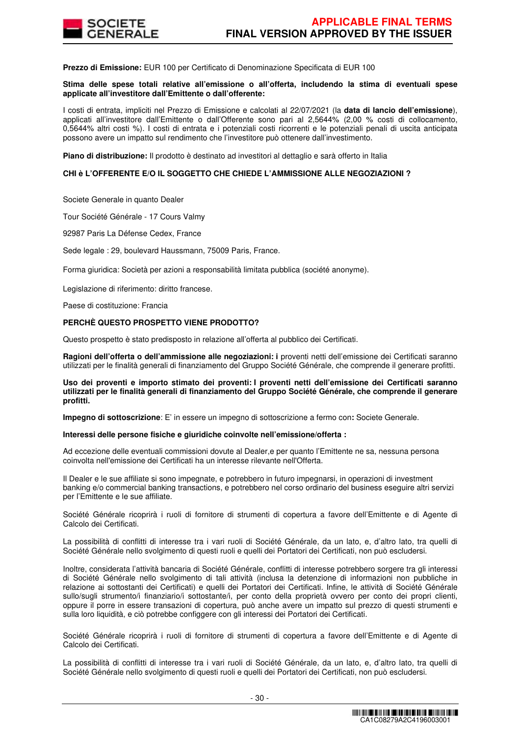**Prezzo di Emissione:** EUR 100 per Certificato di Denominazione Specificata di EUR 100

**Stima delle spese totali relative all'emissione o all'offerta, includendo la stima di eventuali spese applicate all'investitore dall'Emittente o dall'offerente:**

I costi di entrata, impliciti nel Prezzo di Emissione e calcolati al 22/07/2021 (la **data di lancio dell'emissione**), applicati all'investitore dall'Emittente o dall'Offerente sono pari al 2,5644% (2,00 % costi di collocamento, 0,5644% altri costi %). I costi di entrata e i potenziali costi ricorrenti e le potenziali penali di uscita anticipata possono avere un impatto sul rendimento che l'investitore può ottenere dall'investimento.

**Piano di distribuzione:** Il prodotto è destinato ad investitori al dettaglio e sarà offerto in Italia

**CHI è L'OFFERENTE E/O IL SOGGETTO CHE CHIEDE L'AMMISSIONE ALLE NEGOZIAZIONI ?**

Societe Generale in quanto Dealer

Tour Société Générale - 17 Cours Valmy

92987 Paris La Défense Cedex, France

Sede legale : 29, boulevard Haussmann, 75009 Paris, France.

Forma giuridica: Società per azioni a responsabilità limitata pubblica (société anonyme).

Legislazione di riferimento: diritto francese.

Paese di costituzione: Francia

**PERCHÈ QUESTO PROSPETTO VIENE PRODOTTO?**

Questo prospetto è stato predisposto in relazione all'offerta al pubblico dei Certificati.

**Ragioni dell'offerta o dell'ammissione alle negoziazioni: i** proventi netti dell'emissione dei Certificati saranno utilizzati per le finalità generali di finanziamento del Gruppo Société Générale, che comprende il generare profitti.

**Uso dei proventi e importo stimato dei proventi: I proventi netti dell'emissione dei Certificati saranno utilizzati per le finalità generali di finanziamento del Gruppo Société Générale, che comprende il generare profitti.**

**Impegno di sottoscrizione**: E' in essere un impegno di sottoscrizione a fermo con**:** Societe Generale.

**Interessi delle persone fisiche e giuridiche coinvolte nell'emissione/offerta :**

Ad eccezione delle eventuali commissioni dovute al Dealer,e per quanto l'Emittente ne sa, nessuna persona coinvolta nell'emissione dei Certificati ha un interesse rilevante nell'Offerta.

Il Dealer e le sue affiliate si sono impegnate, e potrebbero in futuro impegnarsi, in operazioni di investment banking e/o commercial banking transactions, e potrebbero nel corso ordinario del business eseguire altri servizi per l'Emittente e le sue affiliate.

Société Générale ricoprirà i ruoli di fornitore di strumenti di copertura a favore dell'Emittente e di Agente di Calcolo dei Certificati.

La possibilità di conflitti di interesse tra i vari ruoli di Société Générale, da un lato, e, d'altro lato, tra quelli di Société Générale nello svolgimento di questi ruoli e quelli dei Portatori dei Certificati, non può escludersi.

Inoltre, considerata l'attività bancaria di Société Générale, conflitti di interesse potrebbero sorgere tra gli interessi di Société Générale nello svolgimento di tali attività (inclusa la detenzione di informazioni non pubbliche in relazione ai sottostanti dei Certificati) e quelli dei Portatori dei Certificati. Infine, le attività di Société Générale sullo/sugli strumento/i finanziario/i sottostante/i, per conto della proprietà ovvero per conto dei propri clienti, oppure il porre in essere transazioni di copertura, può anche avere un impatto sul prezzo di questi strumenti e sulla loro liquidità, e ciò potrebbe configgere con gli interessi dei Portatori dei Certificati.

Société Générale ricoprirà i ruoli di fornitore di strumenti di copertura a favore dell'Emittente e di Agente di Calcolo dei Certificati.

La possibilità di conflitti di interesse tra i vari ruoli di Société Générale, da un lato, e, d'altro lato, tra quelli di Société Générale nello svolgimento di questi ruoli e quelli dei Portatori dei Certificati, non può escludersi.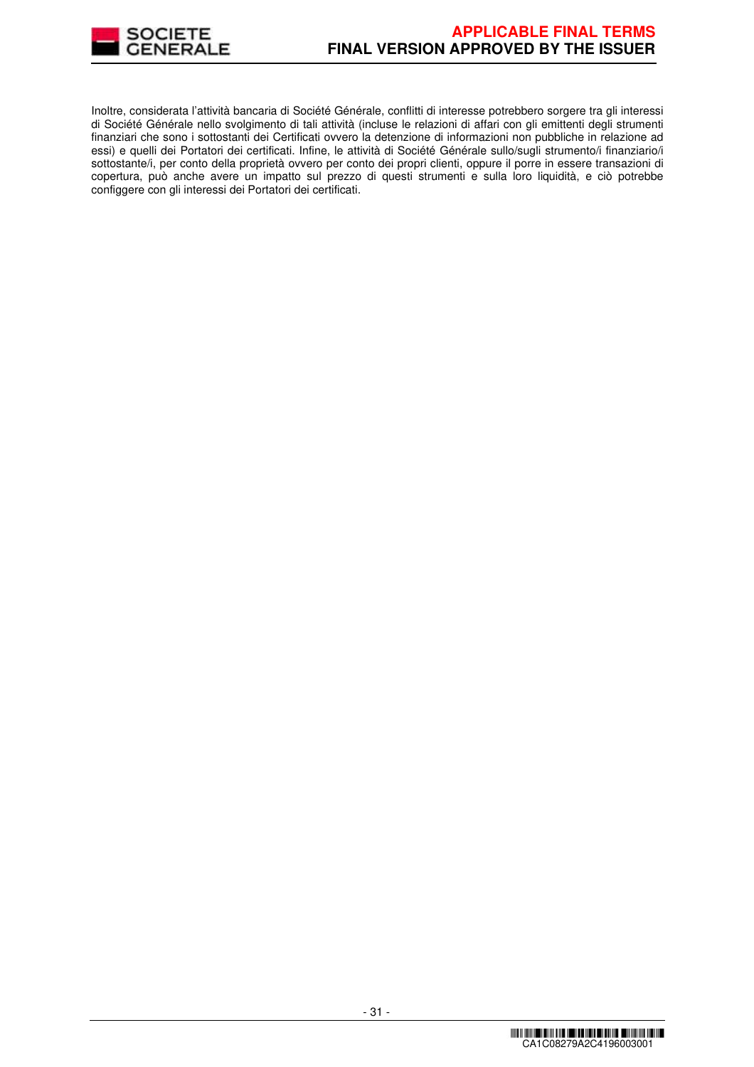Inoltre, considerata l'attività bancaria di Société Générale, conflitti di interesse potrebbero sorgere tra gli interessi di Société Générale nello svolgimento di tali attività (incluse le relazioni di affari con gli emittenti degli strumenti finanziari che sono i sottostanti dei Certificati ovvero la detenzione di informazioni non pubbliche in relazione ad essi) e quelli dei Portatori dei certificati. Infine, le attività di Société Générale sullo/sugli strumento/i finanziario/i sottostante/i, per conto della proprietà ovvero per conto dei propri clienti, oppure il porre in essere transazioni di copertura, può anche avere un impatto sul prezzo di questi strumenti e sulla loro liquidità, e ciò potrebbe configgere con gli interessi dei Portatori dei certificati.